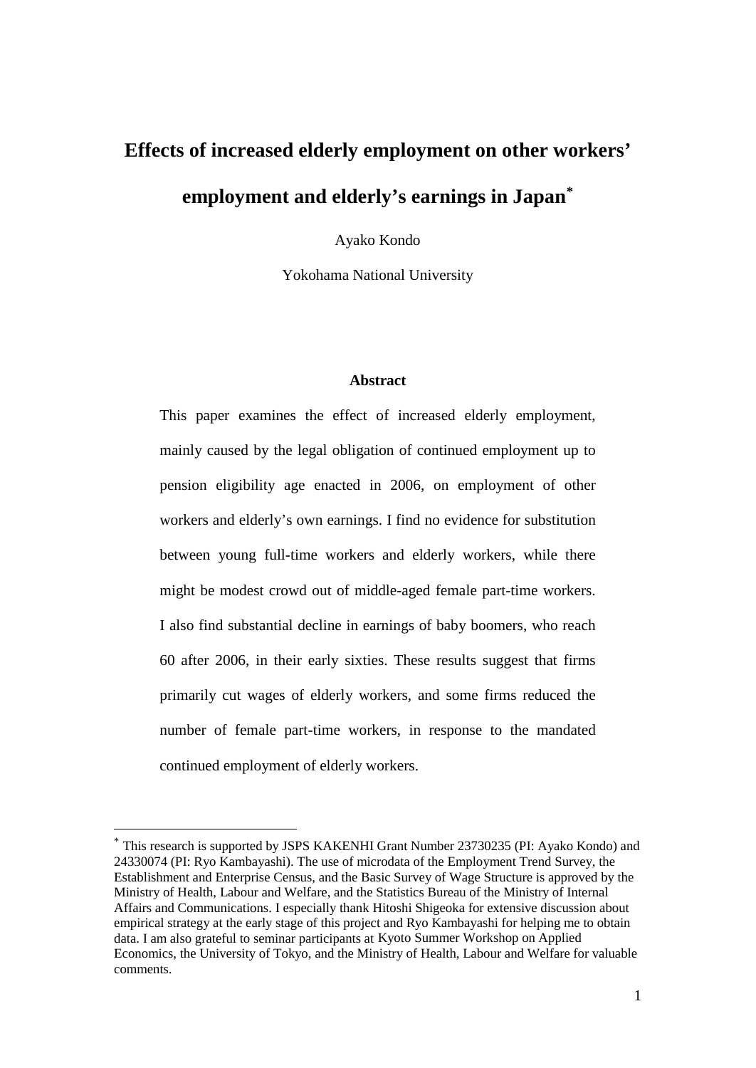# Effects of increased elderly employment on other workers' employment and elderly's earnings in Japan[*]

Ayako Kondo

Yokohama National University

### Abstract

This paper examines the effect of increased elderly employment, mainly caused by the legal obligation of continued employment up to pension eligibility age enacted in 2006, on employment of other workers and elderly's own earnings. I find no evidence for substitution between young full-time workers and elderly workers, while there might be modest crowd out of middle-aged female part-time workers. I also find substantial decline in earnings of baby boomers, who reach 60 after 2006, in their early sixties. These results suggest that firms primarily cut wages of elderly workers, and some firms reduced the number of female part-time workers, in response to the mandated continued employment of elderly workers.

---

[*] This research is supported by JSPS KAKENHI Grant Number 23730235 (PI: Ayako Kondo) and 24330074 (PI: Ryo Kambayashi). The use of microdata of the Employment Trend Survey, the Establishment and Enterprise Census, and the Basic Survey of Wage Structure is approved by the Ministry of Health, Labour and Welfare, and the Statistics Bureau of the Ministry of Internal Affairs and Communications. I especially thank Hitoshi Shigeoka for extensive discussion about empirical strategy at the early stage of this project and Ryo Kambayashi for helping me to obtain data. I am also grateful to seminar participants at Kyoto Summer Workshop on Applied Economics, the University of Tokyo, and the Ministry of Health, Labour and Welfare for valuable comments.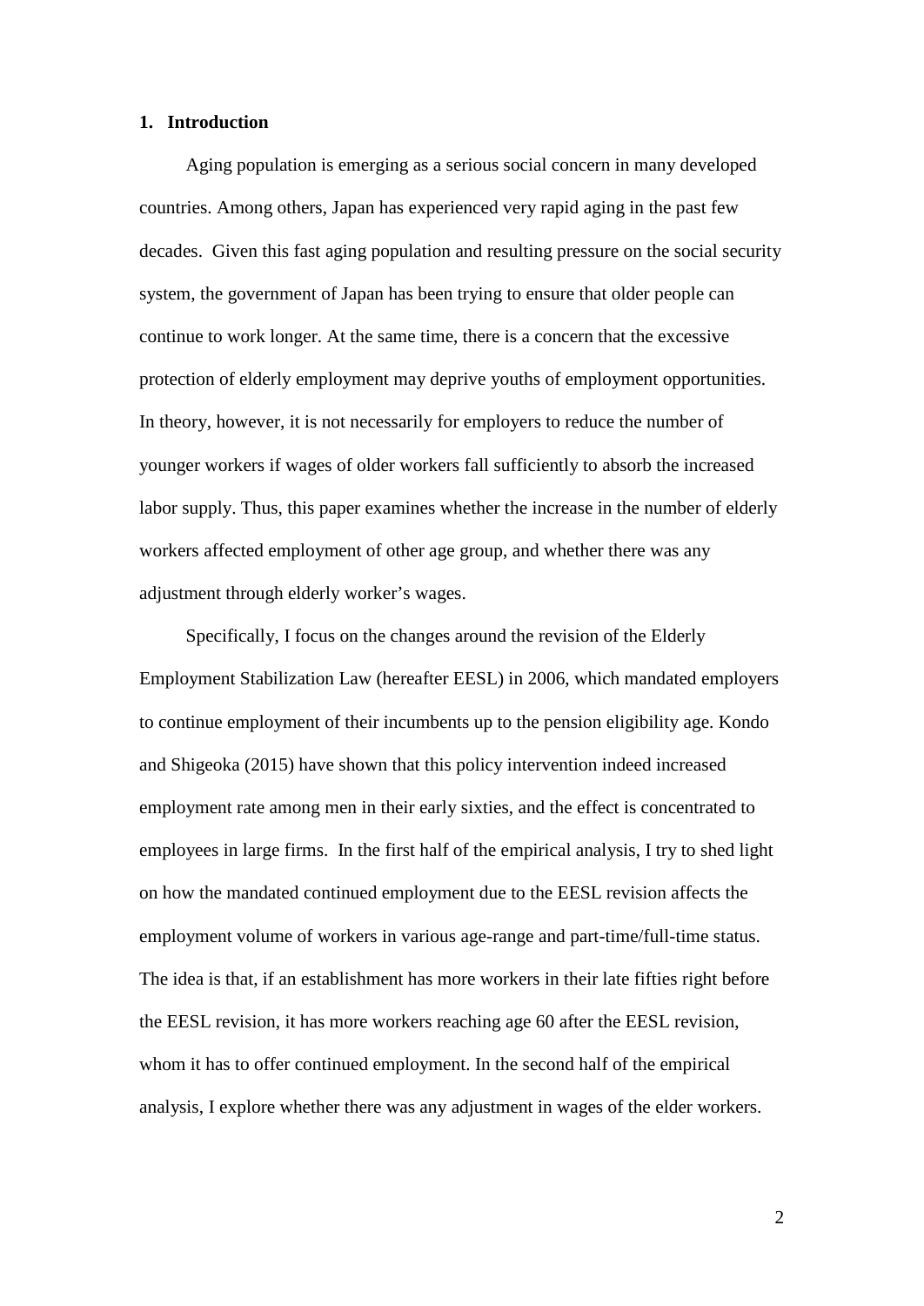## 1. Introduction

Aging population is emerging as a serious social concern in many developed countries. Among others, Japan has experienced very rapid aging in the past few decades. Given this fast aging population and resulting pressure on the social security system, the government of Japan has been trying to ensure that older people can continue to work longer. At the same time, there is a concern that the excessive protection of elderly employment may deprive youths of employment opportunities. In theory, however, it is not necessarily for employers to reduce the number of younger workers if wages of older workers fall sufficiently to absorb the increased labor supply. Thus, this paper examines whether the increase in the number of elderly workers affected employment of other age group, and whether there was any adjustment through elderly worker's wages.

Specifically, I focus on the changes around the revision of the Elderly Employment Stabilization Law (hereafter EESL) in 2006, which mandated employers to continue employment of their incumbents up to the pension eligibility age. Kondo and Shigeoka (2015) have shown that this policy intervention indeed increased employment rate among men in their early sixties, and the effect is concentrated to employees in large firms. In the first half of the empirical analysis, I try to shed light on how the mandated continued employment due to the EESL revision affects the employment volume of workers in various age-range and part-time/full-time status. The idea is that, if an establishment has more workers in their late fifties right before the EESL revision, it has more workers reaching age 60 after the EESL revision, whom it has to offer continued employment. In the second half of the empirical analysis, I explore whether there was any adjustment in wages of the elder workers.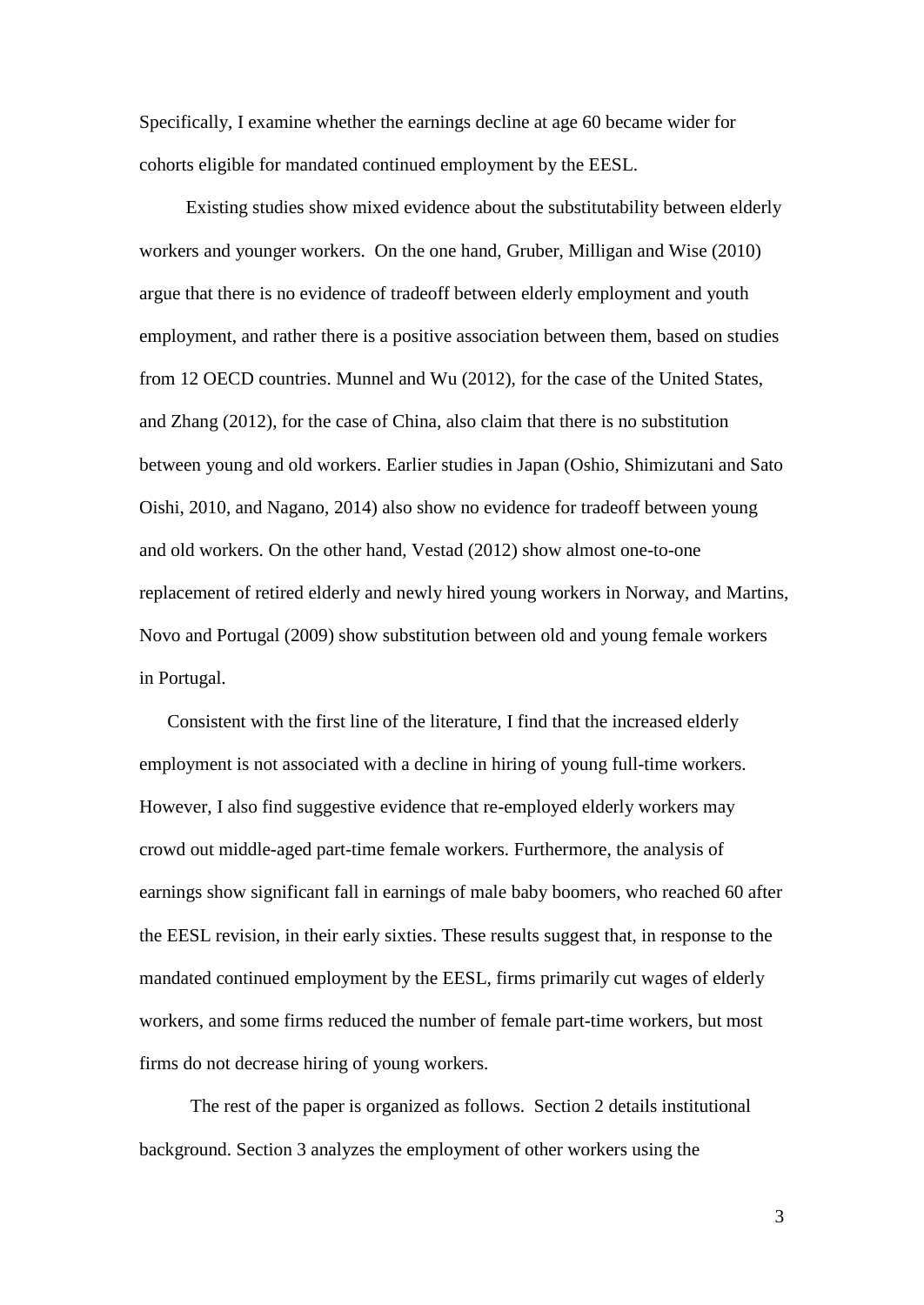Specifically, I examine whether the earnings decline at age 60 became wider for cohorts eligible for mandated continued employment by the EESL.

Existing studies show mixed evidence about the substitutability between elderly workers and younger workers. On the one hand, Gruber, Milligan and Wise (2010) argue that there is no evidence of tradeoff between elderly employment and youth employment, and rather there is a positive association between them, based on studies from 12 OECD countries. Munnel and Wu (2012), for the case of the United States, and Zhang (2012), for the case of China, also claim that there is no substitution between young and old workers. Earlier studies in Japan (Oshio, Shimizutani and Sato Oishi, 2010, and Nagano, 2014) also show no evidence for tradeoff between young and old workers. On the other hand, Vestad (2012) show almost one-to-one replacement of retired elderly and newly hired young workers in Norway, and Martins, Novo and Portugal (2009) show substitution between old and young female workers in Portugal.

Consistent with the first line of the literature, I find that the increased elderly employment is not associated with a decline in hiring of young full-time workers. However, I also find suggestive evidence that re-employed elderly workers may crowd out middle-aged part-time female workers. Furthermore, the analysis of earnings show significant fall in earnings of male baby boomers, who reached 60 after the EESL revision, in their early sixties. These results suggest that, in response to the mandated continued employment by the EESL, firms primarily cut wages of elderly workers, and some firms reduced the number of female part-time workers, but most firms do not decrease hiring of young workers.

The rest of the paper is organized as follows. Section 2 details institutional background. Section 3 analyzes the employment of other workers using the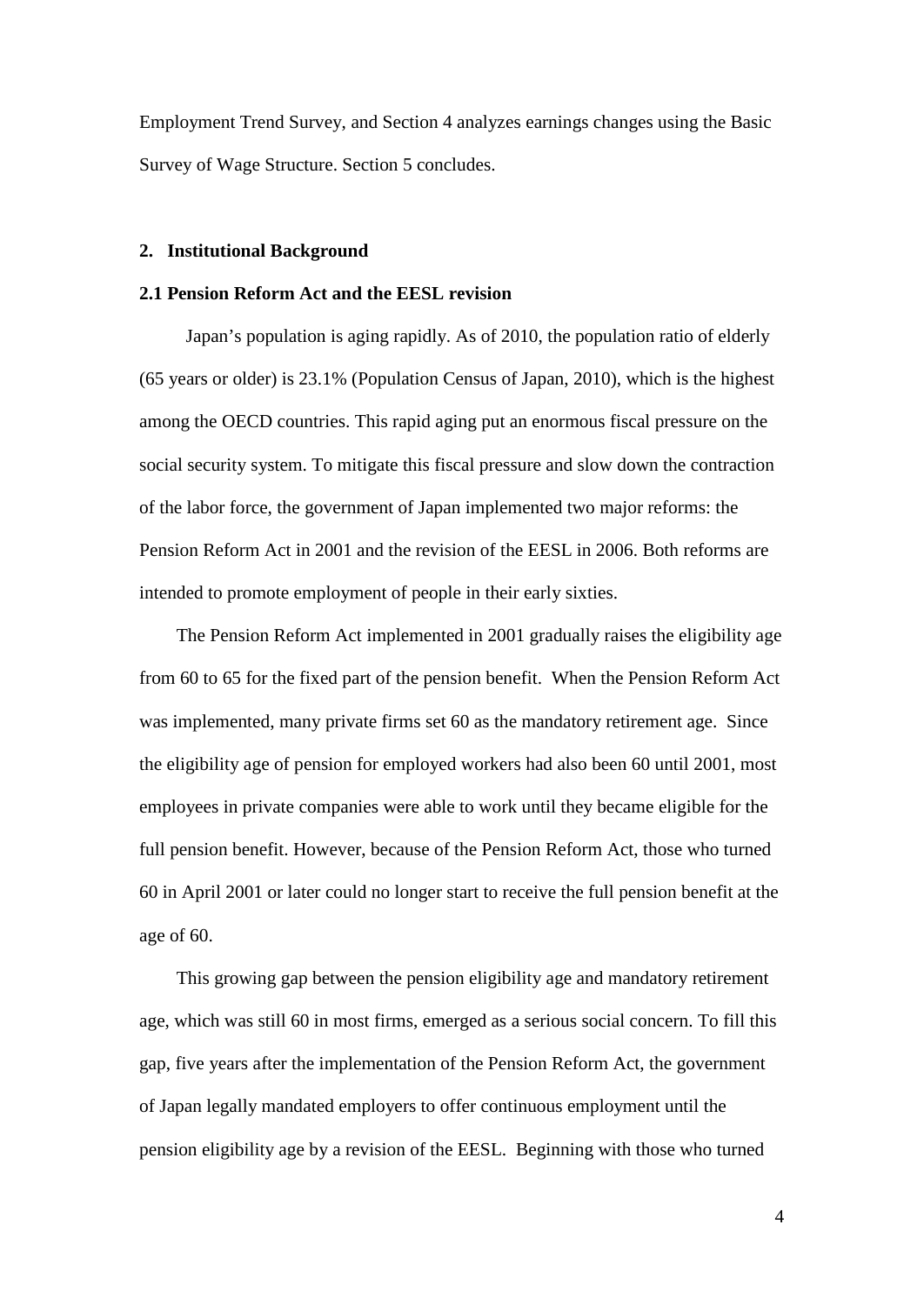Employment Trend Survey, and Section 4 analyzes earnings changes using the Basic Survey of Wage Structure. Section 5 concludes.

## 2. Institutional Background

### 2.1 Pension Reform Act and the EESL revision

Japan's population is aging rapidly. As of 2010, the population ratio of elderly (65 years or older) is 23.1% (Population Census of Japan, 2010), which is the highest among the OECD countries. This rapid aging put an enormous fiscal pressure on the social security system. To mitigate this fiscal pressure and slow down the contraction of the labor force, the government of Japan implemented two major reforms: the Pension Reform Act in 2001 and the revision of the EESL in 2006. Both reforms are intended to promote employment of people in their early sixties.

The Pension Reform Act implemented in 2001 gradually raises the eligibility age from 60 to 65 for the fixed part of the pension benefit. When the Pension Reform Act was implemented, many private firms set 60 as the mandatory retirement age. Since the eligibility age of pension for employed workers had also been 60 until 2001, most employees in private companies were able to work until they became eligible for the full pension benefit. However, because of the Pension Reform Act, those who turned 60 in April 2001 or later could no longer start to receive the full pension benefit at the age of 60.

This growing gap between the pension eligibility age and mandatory retirement age, which was still 60 in most firms, emerged as a serious social concern. To fill this gap, five years after the implementation of the Pension Reform Act, the government of Japan legally mandated employers to offer continuous employment until the pension eligibility age by a revision of the EESL. Beginning with those who turned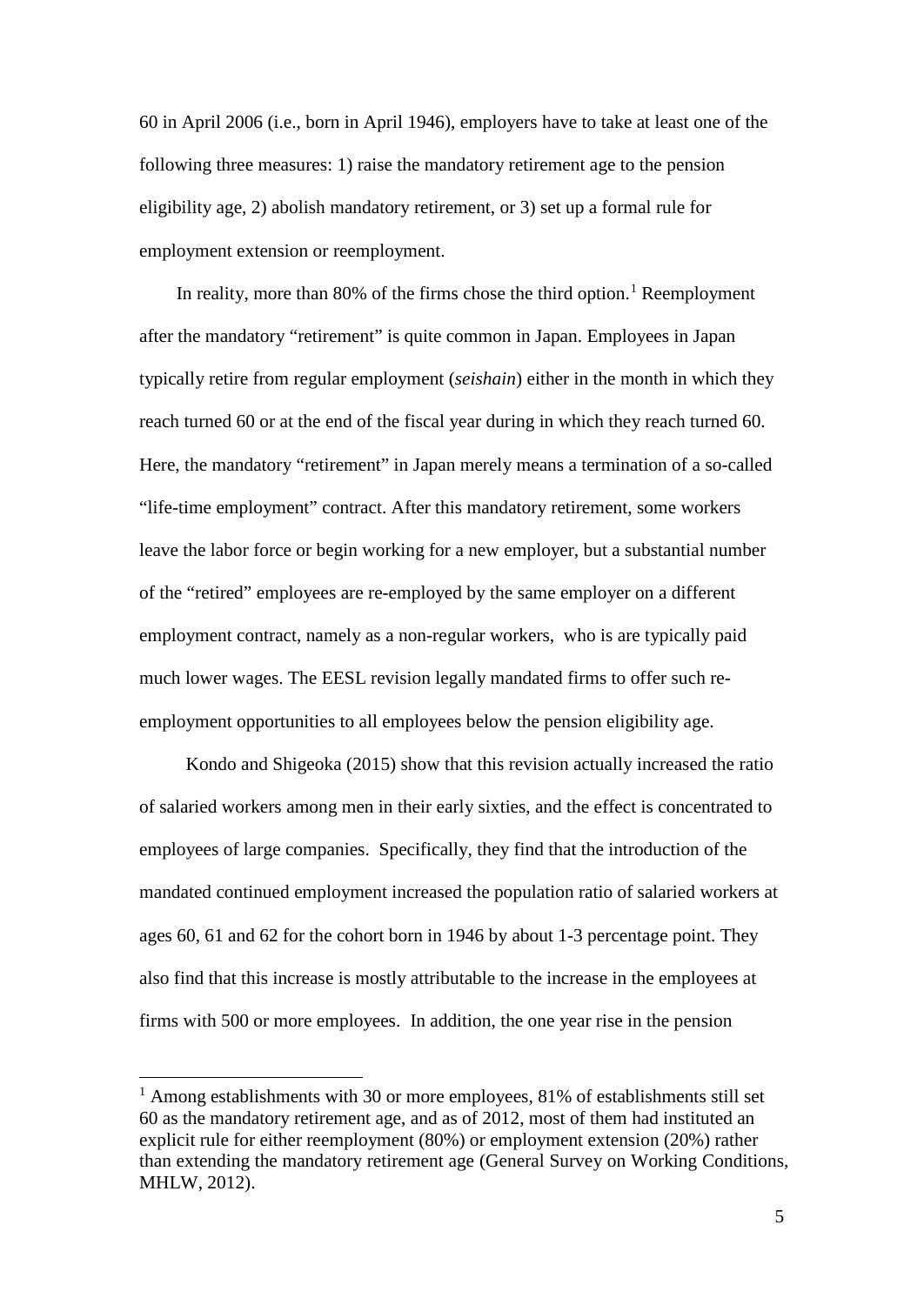60 in April 2006 (i.e., born in April 1946), employers have to take at least one of the following three measures: 1) raise the mandatory retirement age to the pension eligibility age, 2) abolish mandatory retirement, or 3) set up a formal rule for employment extension or reemployment.

In reality, more than 80% of the firms chose the third option.[1] Reemployment after the mandatory "retirement" is quite common in Japan. Employees in Japan typically retire from regular employment (*seishain*) either in the month in which they reach turned 60 or at the end of the fiscal year during in which they reach turned 60. Here, the mandatory "retirement" in Japan merely means a termination of a so-called "life-time employment" contract. After this mandatory retirement, some workers leave the labor force or begin working for a new employer, but a substantial number of the "retired" employees are re-employed by the same employer on a different employment contract, namely as a non-regular workers, who is are typically paid much lower wages. The EESL revision legally mandated firms to offer such re-employment opportunities to all employees below the pension eligibility age.

Kondo and Shigeoka (2015) show that this revision actually increased the ratio of salaried workers among men in their early sixties, and the effect is concentrated to employees of large companies. Specifically, they find that the introduction of the mandated continued employment increased the population ratio of salaried workers at ages 60, 61 and 62 for the cohort born in 1946 by about 1-3 percentage point. They also find that this increase is mostly attributable to the increase in the employees at firms with 500 or more employees. In addition, the one year rise in the pension

[1] Among establishments with 30 or more employees, 81% of establishments still set 60 as the mandatory retirement age, and as of 2012, most of them had instituted an explicit rule for either reemployment (80%) or employment extension (20%) rather than extending the mandatory retirement age (General Survey on Working Conditions, MHLW, 2012).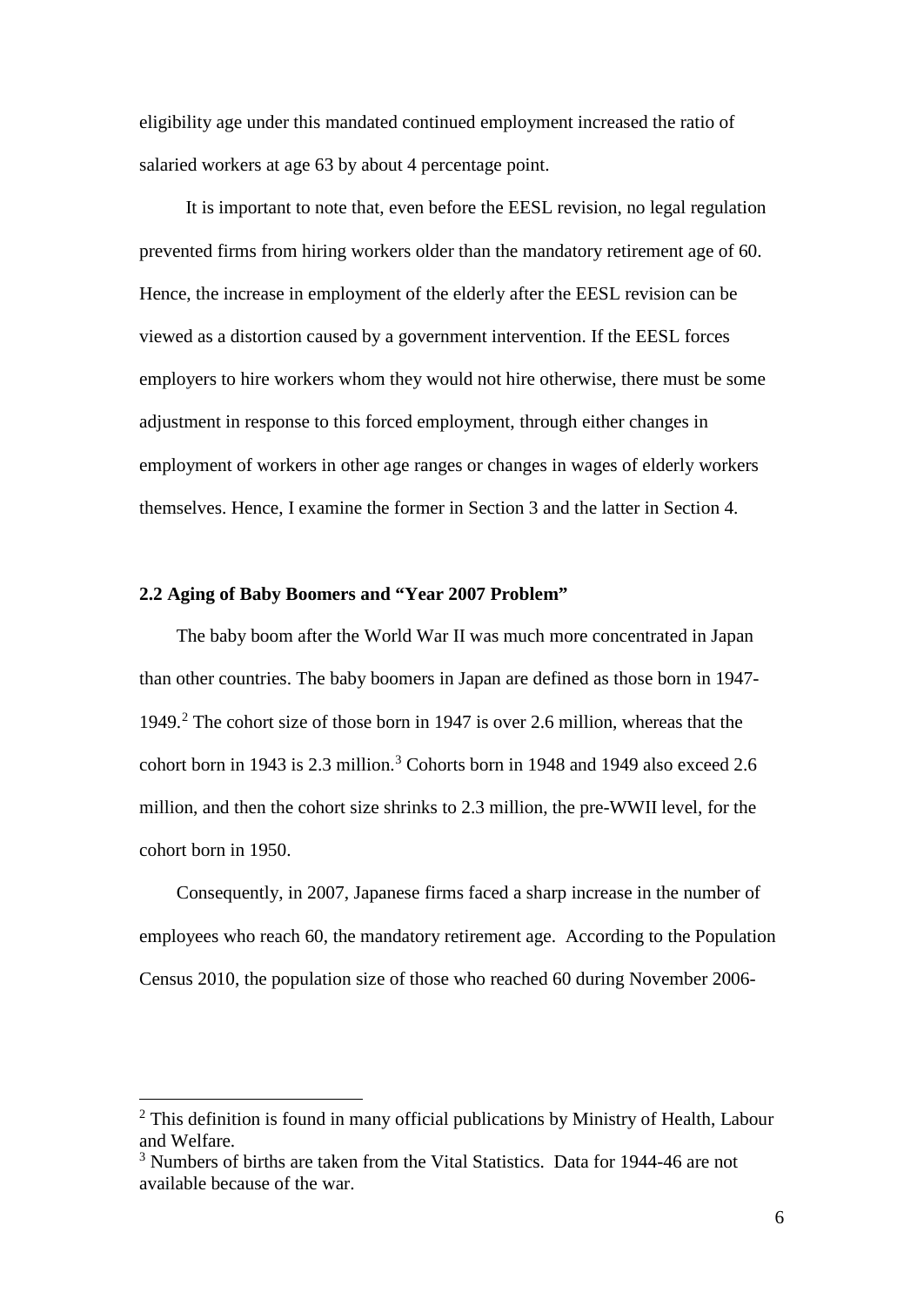eligibility age under this mandated continued employment increased the ratio of salaried workers at age 63 by about 4 percentage point.

It is important to note that, even before the EESL revision, no legal regulation prevented firms from hiring workers older than the mandatory retirement age of 60. Hence, the increase in employment of the elderly after the EESL revision can be viewed as a distortion caused by a government intervention. If the EESL forces employers to hire workers whom they would not hire otherwise, there must be some adjustment in response to this forced employment, through either changes in employment of workers in other age ranges or changes in wages of elderly workers themselves. Hence, I examine the former in Section 3 and the latter in Section 4.

### 2.2 Aging of Baby Boomers and "Year 2007 Problem"

The baby boom after the World War II was much more concentrated in Japan than other countries. The baby boomers in Japan are defined as those born in 1947-1949.[2] The cohort size of those born in 1947 is over 2.6 million, whereas that the cohort born in 1943 is 2.3 million.[3] Cohorts born in 1948 and 1949 also exceed 2.6 million, and then the cohort size shrinks to 2.3 million, the pre-WWII level, for the cohort born in 1950.

Consequently, in 2007, Japanese firms faced a sharp increase in the number of employees who reach 60, the mandatory retirement age. According to the Population Census 2010, the population size of those who reached 60 during November 2006-

---

[2] This definition is found in many official publications by Ministry of Health, Labour and Welfare.

[3] Numbers of births are taken from the Vital Statistics. Data for 1944-46 are not available because of the war.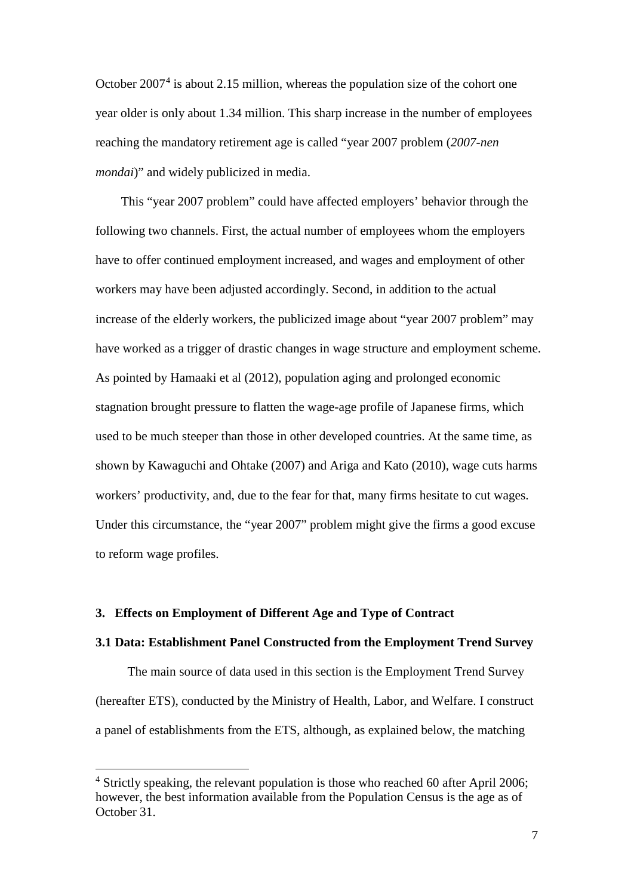October 2007[4] is about 2.15 million, whereas the population size of the cohort one year older is only about 1.34 million. This sharp increase in the number of employees reaching the mandatory retirement age is called "year 2007 problem (*2007-nen mondai*)" and widely publicized in media.

This "year 2007 problem" could have affected employers' behavior through the following two channels. First, the actual number of employees whom the employers have to offer continued employment increased, and wages and employment of other workers may have been adjusted accordingly. Second, in addition to the actual increase of the elderly workers, the publicized image about "year 2007 problem" may have worked as a trigger of drastic changes in wage structure and employment scheme. As pointed by Hamaaki et al (2012), population aging and prolonged economic stagnation brought pressure to flatten the wage-age profile of Japanese firms, which used to be much steeper than those in other developed countries. At the same time, as shown by Kawaguchi and Ohtake (2007) and Ariga and Kato (2010), wage cuts harms workers' productivity, and, due to the fear for that, many firms hesitate to cut wages. Under this circumstance, the "year 2007" problem might give the firms a good excuse to reform wage profiles.

## 3. Effects on Employment of Different Age and Type of Contract

### 3.1 Data: Establishment Panel Constructed from the Employment Trend Survey

The main source of data used in this section is the Employment Trend Survey (hereafter ETS), conducted by the Ministry of Health, Labor, and Welfare. I construct a panel of establishments from the ETS, although, as explained below, the matching

[4] Strictly speaking, the relevant population is those who reached 60 after April 2006; however, the best information available from the Population Census is the age as of October 31.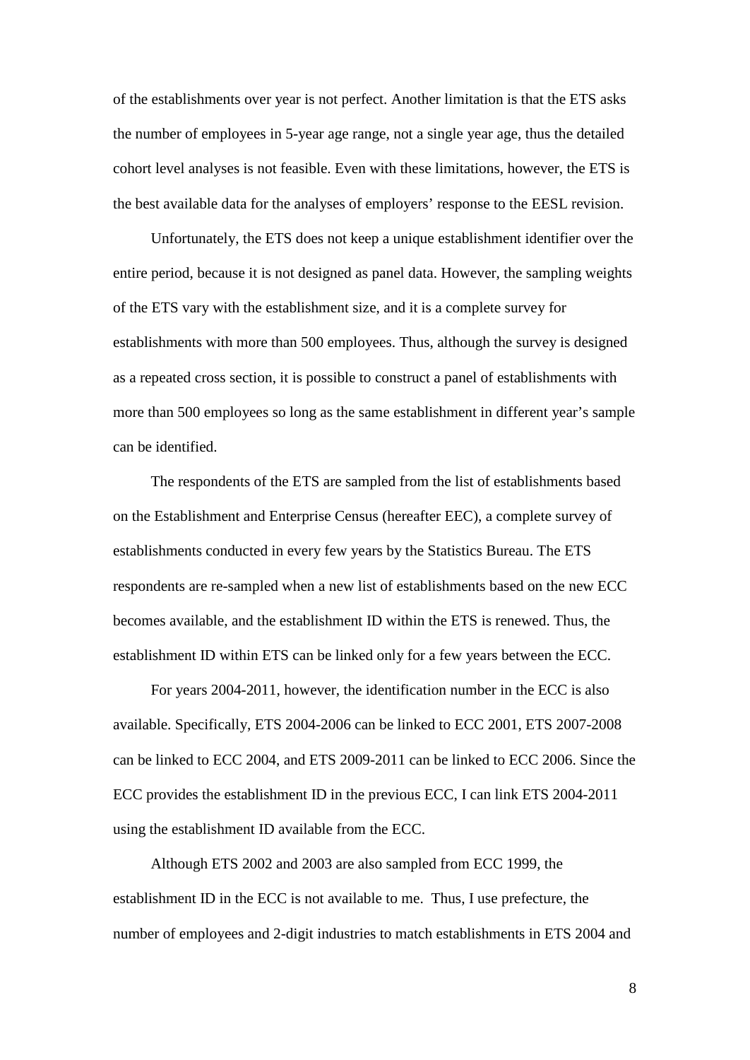of the establishments over year is not perfect. Another limitation is that the ETS asks the number of employees in 5-year age range, not a single year age, thus the detailed cohort level analyses is not feasible. Even with these limitations, however, the ETS is the best available data for the analyses of employers' response to the EESL revision.

Unfortunately, the ETS does not keep a unique establishment identifier over the entire period, because it is not designed as panel data. However, the sampling weights of the ETS vary with the establishment size, and it is a complete survey for establishments with more than 500 employees. Thus, although the survey is designed as a repeated cross section, it is possible to construct a panel of establishments with more than 500 employees so long as the same establishment in different year's sample can be identified.

The respondents of the ETS are sampled from the list of establishments based on the Establishment and Enterprise Census (hereafter EEC), a complete survey of establishments conducted in every few years by the Statistics Bureau. The ETS respondents are re-sampled when a new list of establishments based on the new ECC becomes available, and the establishment ID within the ETS is renewed. Thus, the establishment ID within ETS can be linked only for a few years between the ECC.

For years 2004-2011, however, the identification number in the ECC is also available. Specifically, ETS 2004-2006 can be linked to ECC 2001, ETS 2007-2008 can be linked to ECC 2004, and ETS 2009-2011 can be linked to ECC 2006. Since the ECC provides the establishment ID in the previous ECC, I can link ETS 2004-2011 using the establishment ID available from the ECC.

Although ETS 2002 and 2003 are also sampled from ECC 1999, the establishment ID in the ECC is not available to me. Thus, I use prefecture, the number of employees and 2-digit industries to match establishments in ETS 2004 and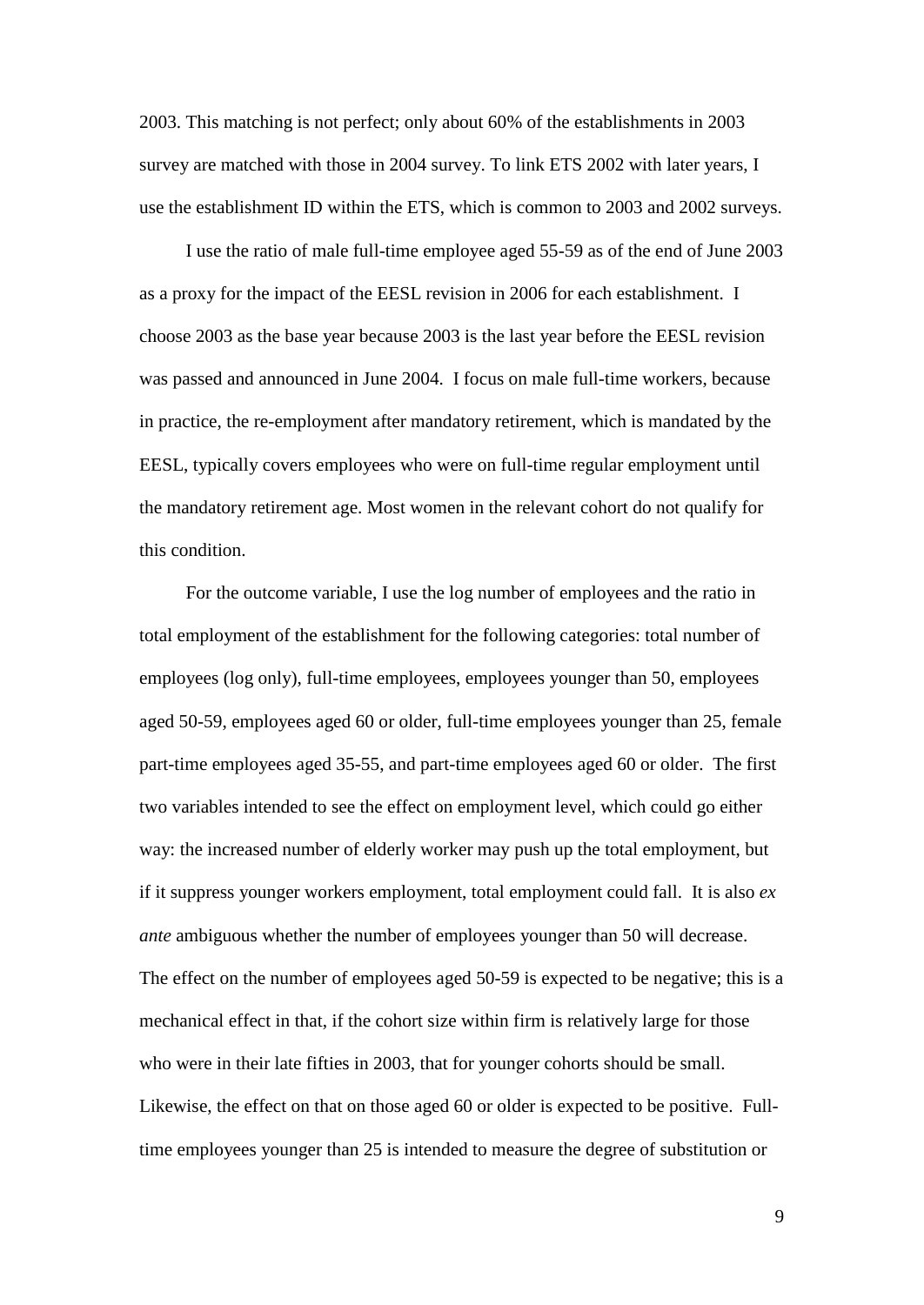2003. This matching is not perfect; only about 60% of the establishments in 2003 survey are matched with those in 2004 survey. To link ETS 2002 with later years, I use the establishment ID within the ETS, which is common to 2003 and 2002 surveys.

I use the ratio of male full-time employee aged 55-59 as of the end of June 2003 as a proxy for the impact of the EESL revision in 2006 for each establishment. I choose 2003 as the base year because 2003 is the last year before the EESL revision was passed and announced in June 2004. I focus on male full-time workers, because in practice, the re-employment after mandatory retirement, which is mandated by the EESL, typically covers employees who were on full-time regular employment until the mandatory retirement age. Most women in the relevant cohort do not qualify for this condition.

For the outcome variable, I use the log number of employees and the ratio in total employment of the establishment for the following categories: total number of employees (log only), full-time employees, employees younger than 50, employees aged 50-59, employees aged 60 or older, full-time employees younger than 25, female part-time employees aged 35-55, and part-time employees aged 60 or older. The first two variables intended to see the effect on employment level, which could go either way: the increased number of elderly worker may push up the total employment, but if it suppress younger workers employment, total employment could fall. It is also *ex ante* ambiguous whether the number of employees younger than 50 will decrease. The effect on the number of employees aged 50-59 is expected to be negative; this is a mechanical effect in that, if the cohort size within firm is relatively large for those who were in their late fifties in 2003, that for younger cohorts should be small. Likewise, the effect on that on those aged 60 or older is expected to be positive. Full-time employees younger than 25 is intended to measure the degree of substitution or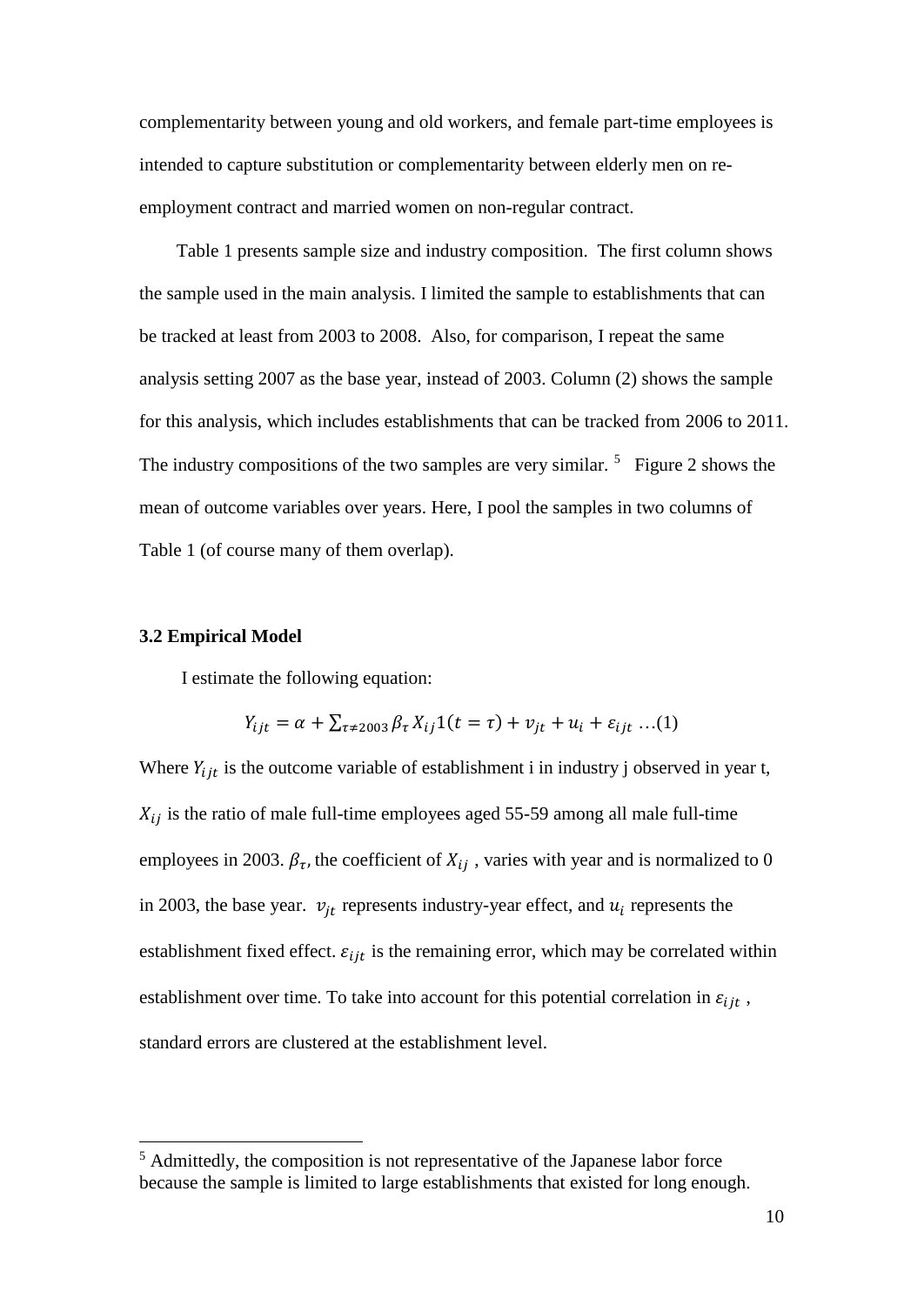complementarity between young and old workers, and female part-time employees is intended to capture substitution or complementarity between elderly men on re-employment contract and married women on non-regular contract.

Table 1 presents sample size and industry composition. The first column shows the sample used in the main analysis. I limited the sample to establishments that can be tracked at least from 2003 to 2008. Also, for comparison, I repeat the same analysis setting 2007 as the base year, instead of 2003. Column (2) shows the sample for this analysis, which includes establishments that can be tracked from 2006 to 2011. The industry compositions of the two samples are very similar. [5] Figure 2 shows the mean of outcome variables over years. Here, I pool the samples in two columns of Table 1 (of course many of them overlap).

### 3.2 Empirical Model

I estimate the following equation:

$$Y_{ijt} = \alpha + \sum_{\tau \neq 2003} \beta_\tau X_{ij} 1(t = \tau) + v_{jt} + u_i + \varepsilon_{ijt} \ \ldots(1)$$

Where $Y_{ijt}$ is the outcome variable of establishment i in industry j observed in year t, $X_{ij}$ is the ratio of male full-time employees aged 55-59 among all male full-time employees in 2003. $\beta_\tau$, the coefficient of $X_{ij}$ , varies with year and is normalized to 0 in 2003, the base year. $v_{jt}$ represents industry-year effect, and $u_i$ represents the establishment fixed effect. $\varepsilon_{ijt}$ is the remaining error, which may be correlated within establishment over time. To take into account for this potential correlation in $\varepsilon_{ijt}$ , standard errors are clustered at the establishment level.

---

[5] Admittedly, the composition is not representative of the Japanese labor force because the sample is limited to large establishments that existed for long enough.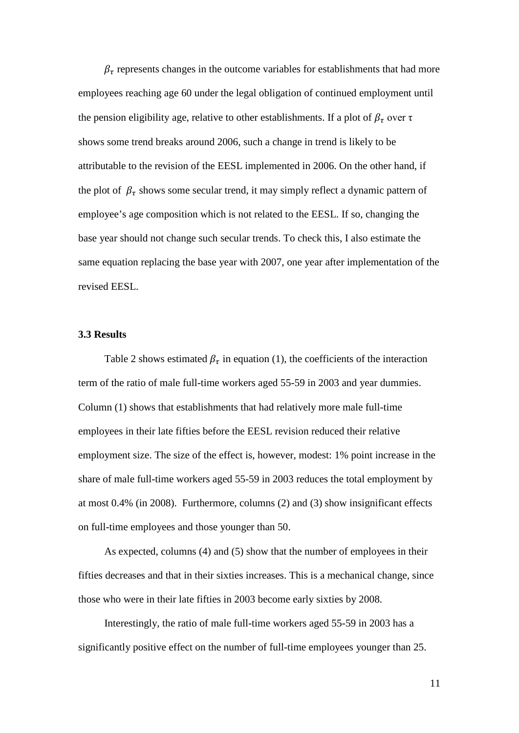$\beta_\tau$ represents changes in the outcome variables for establishments that had more employees reaching age 60 under the legal obligation of continued employment until the pension eligibility age, relative to other establishments. If a plot of $\beta_\tau$ over $\tau$ shows some trend breaks around 2006, such a change in trend is likely to be attributable to the revision of the EESL implemented in 2006. On the other hand, if the plot of $\beta_\tau$ shows some secular trend, it may simply reflect a dynamic pattern of employee's age composition which is not related to the EESL. If so, changing the base year should not change such secular trends. To check this, I also estimate the same equation replacing the base year with 2007, one year after implementation of the revised EESL.

### 3.3 Results

Table 2 shows estimated $\beta_\tau$ in equation (1), the coefficients of the interaction term of the ratio of male full-time workers aged 55-59 in 2003 and year dummies. Column (1) shows that establishments that had relatively more male full-time employees in their late fifties before the EESL revision reduced their relative employment size. The size of the effect is, however, modest: 1% point increase in the share of male full-time workers aged 55-59 in 2003 reduces the total employment by at most 0.4% (in 2008). Furthermore, columns (2) and (3) show insignificant effects on full-time employees and those younger than 50.

As expected, columns (4) and (5) show that the number of employees in their fifties decreases and that in their sixties increases. This is a mechanical change, since those who were in their late fifties in 2003 become early sixties by 2008.

Interestingly, the ratio of male full-time workers aged 55-59 in 2003 has a significantly positive effect on the number of full-time employees younger than 25.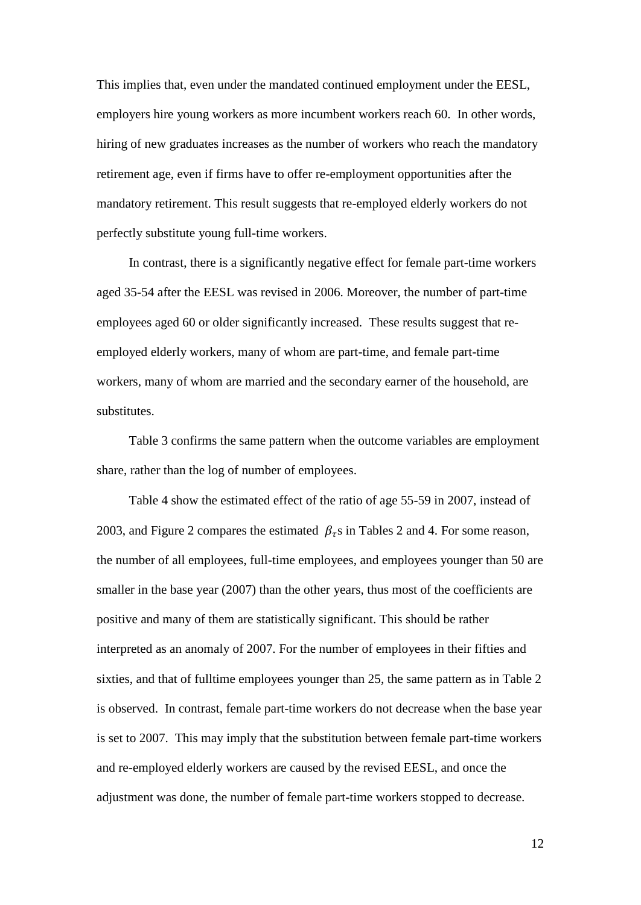This implies that, even under the mandated continued employment under the EESL, employers hire young workers as more incumbent workers reach 60. In other words, hiring of new graduates increases as the number of workers who reach the mandatory retirement age, even if firms have to offer re-employment opportunities after the mandatory retirement. This result suggests that re-employed elderly workers do not perfectly substitute young full-time workers.

In contrast, there is a significantly negative effect for female part-time workers aged 35-54 after the EESL was revised in 2006. Moreover, the number of part-time employees aged 60 or older significantly increased. These results suggest that re-employed elderly workers, many of whom are part-time, and female part-time workers, many of whom are married and the secondary earner of the household, are substitutes.

Table 3 confirms the same pattern when the outcome variables are employment share, rather than the log of number of employees.

Table 4 show the estimated effect of the ratio of age 55-59 in 2007, instead of 2003, and Figure 2 compares the estimated $\beta_{\tau}$s in Tables 2 and 4. For some reason, the number of all employees, full-time employees, and employees younger than 50 are smaller in the base year (2007) than the other years, thus most of the coefficients are positive and many of them are statistically significant. This should be rather interpreted as an anomaly of 2007. For the number of employees in their fifties and sixties, and that of fulltime employees younger than 25, the same pattern as in Table 2 is observed. In contrast, female part-time workers do not decrease when the base year is set to 2007. This may imply that the substitution between female part-time workers and re-employed elderly workers are caused by the revised EESL, and once the adjustment was done, the number of female part-time workers stopped to decrease.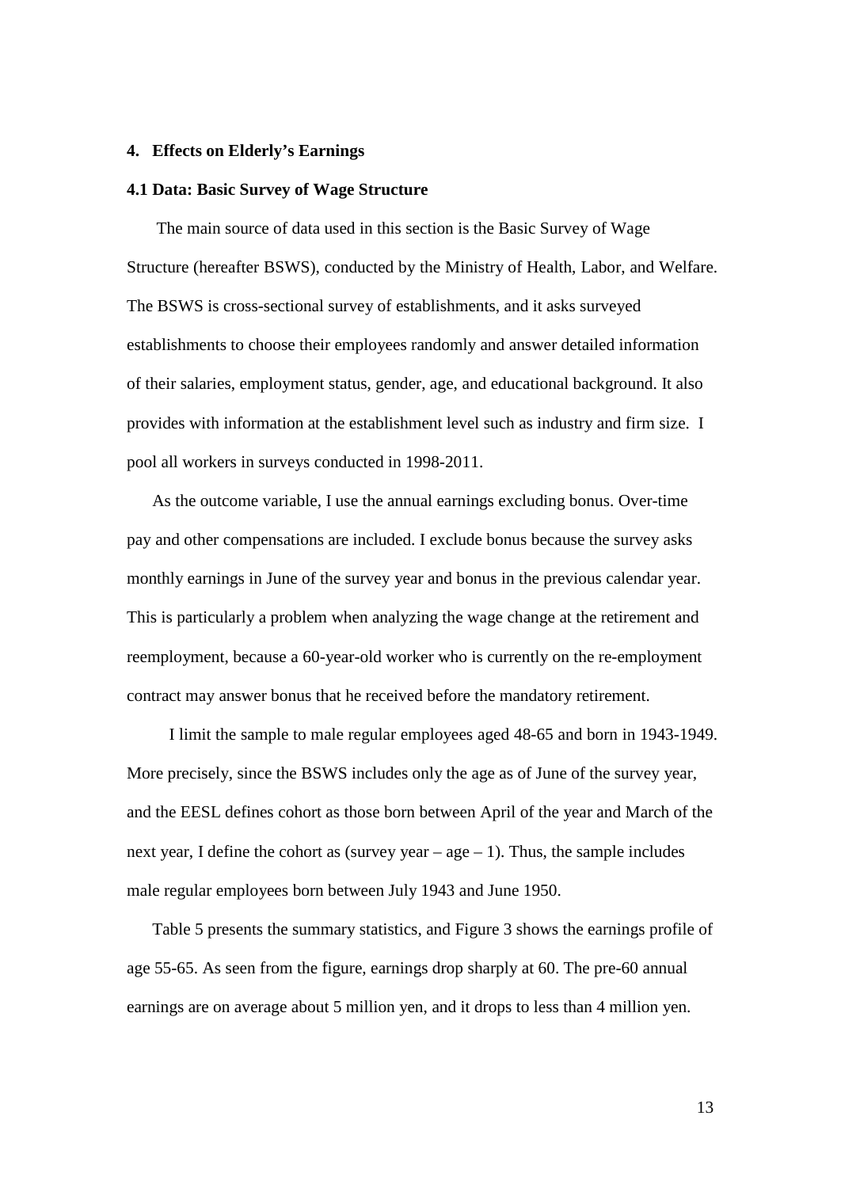## 4. Effects on Elderly's Earnings

### 4.1 Data: Basic Survey of Wage Structure

The main source of data used in this section is the Basic Survey of Wage Structure (hereafter BSWS), conducted by the Ministry of Health, Labor, and Welfare. The BSWS is cross-sectional survey of establishments, and it asks surveyed establishments to choose their employees randomly and answer detailed information of their salaries, employment status, gender, age, and educational background. It also provides with information at the establishment level such as industry and firm size. I pool all workers in surveys conducted in 1998-2011.

As the outcome variable, I use the annual earnings excluding bonus. Over-time pay and other compensations are included. I exclude bonus because the survey asks monthly earnings in June of the survey year and bonus in the previous calendar year. This is particularly a problem when analyzing the wage change at the retirement and reemployment, because a 60-year-old worker who is currently on the re-employment contract may answer bonus that he received before the mandatory retirement.

I limit the sample to male regular employees aged 48-65 and born in 1943-1949. More precisely, since the BSWS includes only the age as of June of the survey year, and the EESL defines cohort as those born between April of the year and March of the next year, I define the cohort as (survey year – age – 1). Thus, the sample includes male regular employees born between July 1943 and June 1950.

Table 5 presents the summary statistics, and Figure 3 shows the earnings profile of age 55-65. As seen from the figure, earnings drop sharply at 60. The pre-60 annual earnings are on average about 5 million yen, and it drops to less than 4 million yen.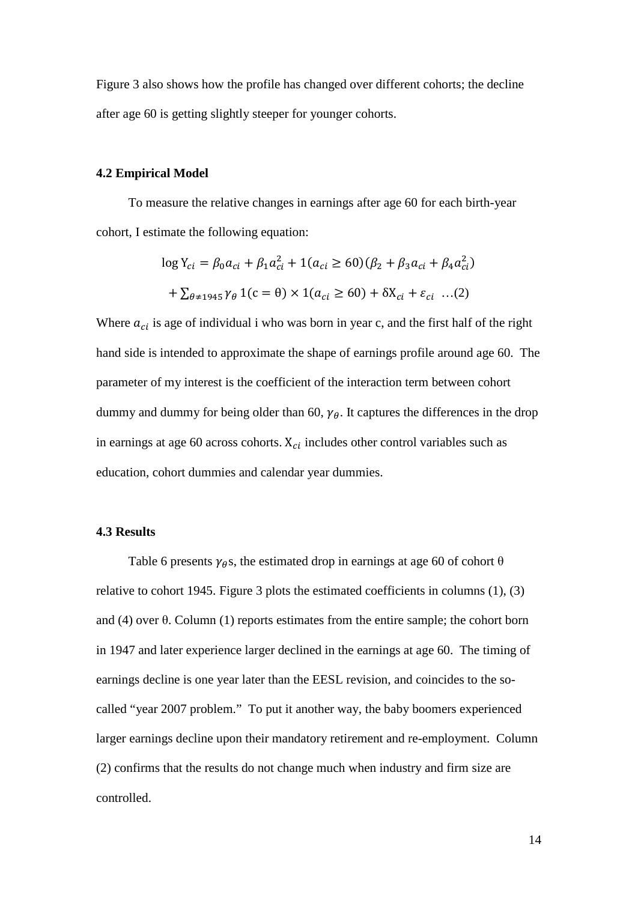Figure 3 also shows how the profile has changed over different cohorts; the decline after age 60 is getting slightly steeper for younger cohorts.

### 4.2 Empirical Model

To measure the relative changes in earnings after age 60 for each birth-year cohort, I estimate the following equation:

$$\log \mathrm{Y}_{ci} = \beta_0 a_{ci} + \beta_1 a_{ci}^2 + 1(a_{ci} \geq 60)(\beta_2 + \beta_3 a_{ci} + \beta_4 a_{ci}^2)$$
$$+ \sum_{\theta \neq 1945} \gamma_\theta \, 1(\mathrm{c} = \theta) \times 1(a_{ci} \geq 60) + \delta \mathrm{X}_{ci} + \varepsilon_{ci} \quad \ldots(2)$$

Where $a_{ci}$ is age of individual i who was born in year c, and the first half of the right hand side is intended to approximate the shape of earnings profile around age 60. The parameter of my interest is the coefficient of the interaction term between cohort dummy and dummy for being older than 60, $\gamma_\theta$. It captures the differences in the drop in earnings at age 60 across cohorts. $\mathrm{X}_{ci}$ includes other control variables such as education, cohort dummies and calendar year dummies.

### 4.3 Results

Table 6 presents $\gamma_\theta$s, the estimated drop in earnings at age 60 of cohort θ relative to cohort 1945. Figure 3 plots the estimated coefficients in columns (1), (3) and (4) over θ. Column (1) reports estimates from the entire sample; the cohort born in 1947 and later experience larger declined in the earnings at age 60. The timing of earnings decline is one year later than the EESL revision, and coincides to the so-called "year 2007 problem." To put it another way, the baby boomers experienced larger earnings decline upon their mandatory retirement and re-employment. Column (2) confirms that the results do not change much when industry and firm size are controlled.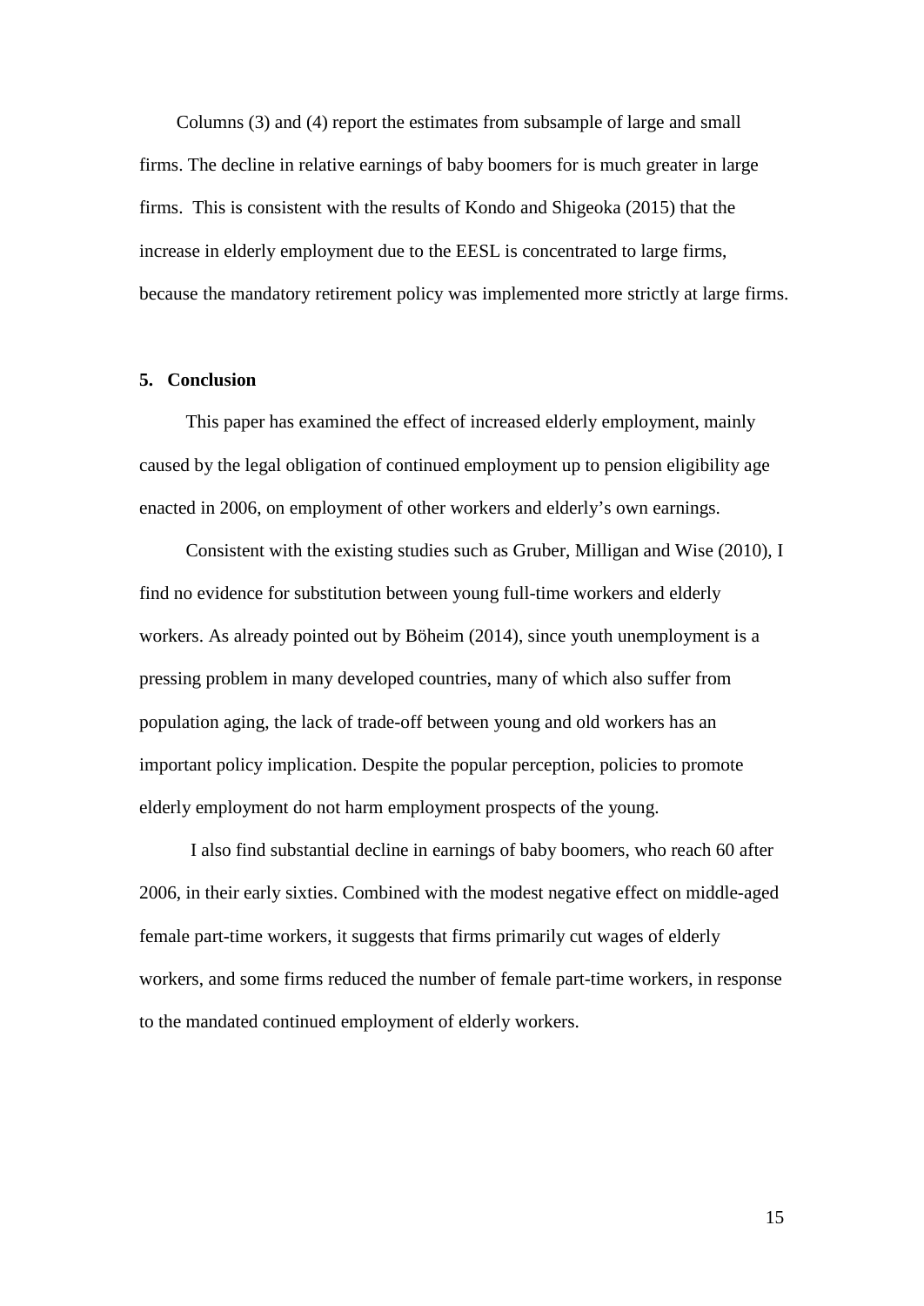Columns (3) and (4) report the estimates from subsample of large and small firms. The decline in relative earnings of baby boomers for is much greater in large firms. This is consistent with the results of Kondo and Shigeoka (2015) that the increase in elderly employment due to the EESL is concentrated to large firms, because the mandatory retirement policy was implemented more strictly at large firms.

## 5. Conclusion

This paper has examined the effect of increased elderly employment, mainly caused by the legal obligation of continued employment up to pension eligibility age enacted in 2006, on employment of other workers and elderly's own earnings.

Consistent with the existing studies such as Gruber, Milligan and Wise (2010), I find no evidence for substitution between young full-time workers and elderly workers. As already pointed out by Böheim (2014), since youth unemployment is a pressing problem in many developed countries, many of which also suffer from population aging, the lack of trade-off between young and old workers has an important policy implication. Despite the popular perception, policies to promote elderly employment do not harm employment prospects of the young.

I also find substantial decline in earnings of baby boomers, who reach 60 after 2006, in their early sixties. Combined with the modest negative effect on middle-aged female part-time workers, it suggests that firms primarily cut wages of elderly workers, and some firms reduced the number of female part-time workers, in response to the mandated continued employment of elderly workers.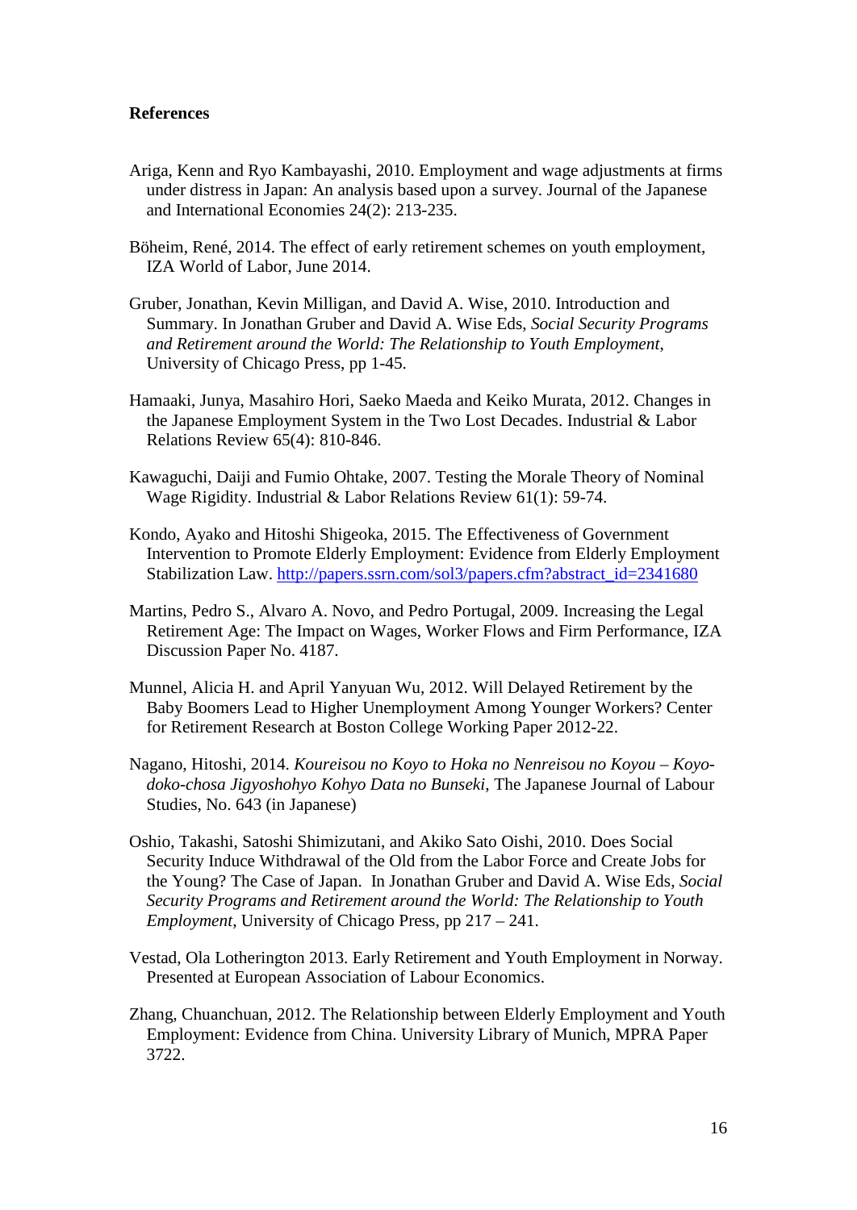**References**

Ariga, Kenn and Ryo Kambayashi, 2010. Employment and wage adjustments at firms under distress in Japan: An analysis based upon a survey. Journal of the Japanese and International Economies 24(2): 213-235.

Böheim, René, 2014. The effect of early retirement schemes on youth employment, IZA World of Labor, June 2014.

Gruber, Jonathan, Kevin Milligan, and David A. Wise, 2010. Introduction and Summary. In Jonathan Gruber and David A. Wise Eds, *Social Security Programs and Retirement around the World: The Relationship to Youth Employment*, University of Chicago Press, pp 1-45.

Hamaaki, Junya, Masahiro Hori, Saeko Maeda and Keiko Murata, 2012. Changes in the Japanese Employment System in the Two Lost Decades. Industrial & Labor Relations Review 65(4): 810-846.

Kawaguchi, Daiji and Fumio Ohtake, 2007. Testing the Morale Theory of Nominal Wage Rigidity. Industrial & Labor Relations Review 61(1): 59-74.

Kondo, Ayako and Hitoshi Shigeoka, 2015. The Effectiveness of Government Intervention to Promote Elderly Employment: Evidence from Elderly Employment Stabilization Law. http://papers.ssrn.com/sol3/papers.cfm?abstract_id=2341680

Martins, Pedro S., Alvaro A. Novo, and Pedro Portugal, 2009. Increasing the Legal Retirement Age: The Impact on Wages, Worker Flows and Firm Performance, IZA Discussion Paper No. 4187.

Munnel, Alicia H. and April Yanyuan Wu, 2012. Will Delayed Retirement by the Baby Boomers Lead to Higher Unemployment Among Younger Workers? Center for Retirement Research at Boston College Working Paper 2012-22.

Nagano, Hitoshi, 2014. *Koureisou no Koyo to Hoka no Nenreisou no Koyou – Koyo-doko-chosa Jigyoshohyo Kohyo Data no Bunseki*, The Japanese Journal of Labour Studies, No. 643 (in Japanese)

Oshio, Takashi, Satoshi Shimizutani, and Akiko Sato Oishi, 2010. Does Social Security Induce Withdrawal of the Old from the Labor Force and Create Jobs for the Young? The Case of Japan. In Jonathan Gruber and David A. Wise Eds, *Social Security Programs and Retirement around the World: The Relationship to Youth Employment*, University of Chicago Press, pp 217 – 241.

Vestad, Ola Lotherington 2013. Early Retirement and Youth Employment in Norway. Presented at European Association of Labour Economics.

Zhang, Chuanchuan, 2012. The Relationship between Elderly Employment and Youth Employment: Evidence from China. University Library of Munich, MPRA Paper 3722.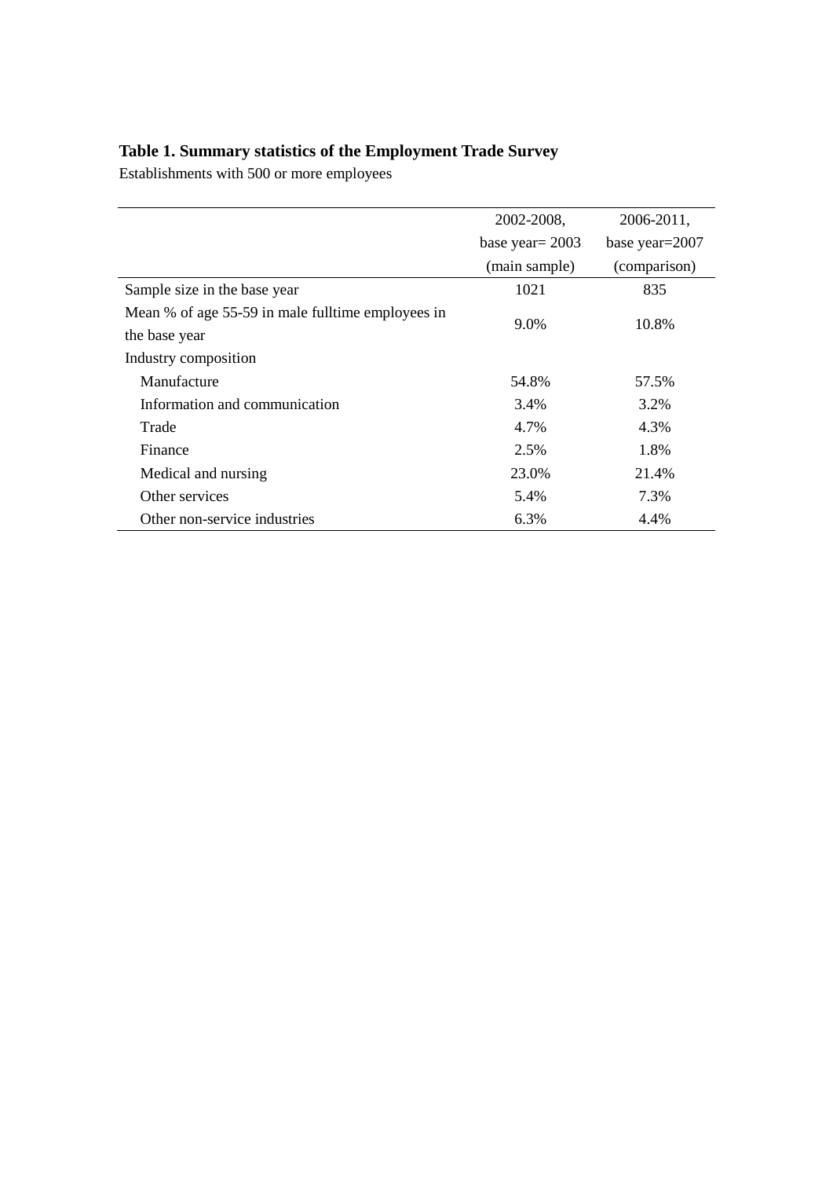**Table 1. Summary statistics of the Employment Trade Survey**

Establishments with 500 or more employees

| | 2002-2008, base year= 2003 (main sample) | 2006-2011, base year=2007 (comparison) |
|---|---|---|
| Sample size in the base year | 1021 | 835 |
| Mean % of age 55-59 in male fulltime employees in the base year | 9.0% | 10.8% |
| Industry composition | | |
| Manufacture | 54.8% | 57.5% |
| Information and communication | 3.4% | 3.2% |
| Trade | 4.7% | 4.3% |
| Finance | 2.5% | 1.8% |
| Medical and nursing | 23.0% | 21.4% |
| Other services | 5.4% | 7.3% |
| Other non-service industries | 6.3% | 4.4% |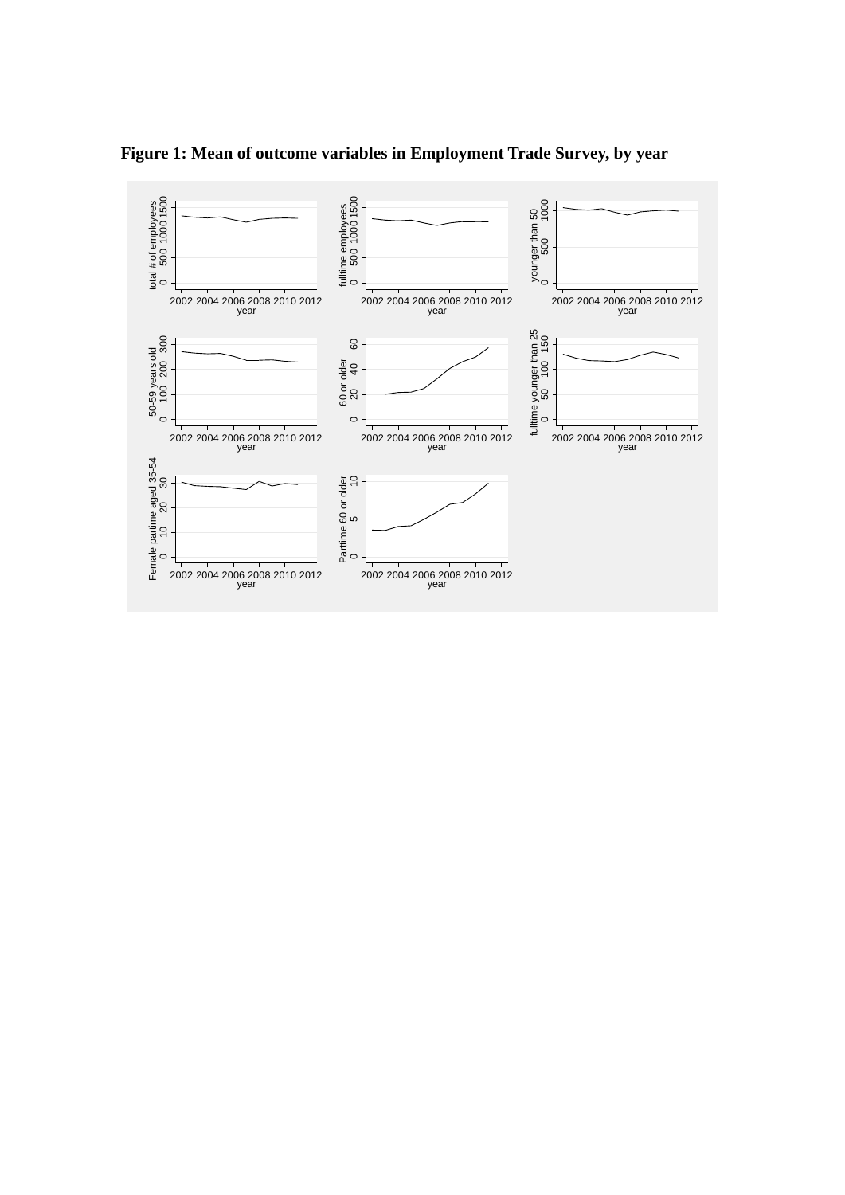**Figure 1: Mean of outcome variables in Employment Trade Survey, by year**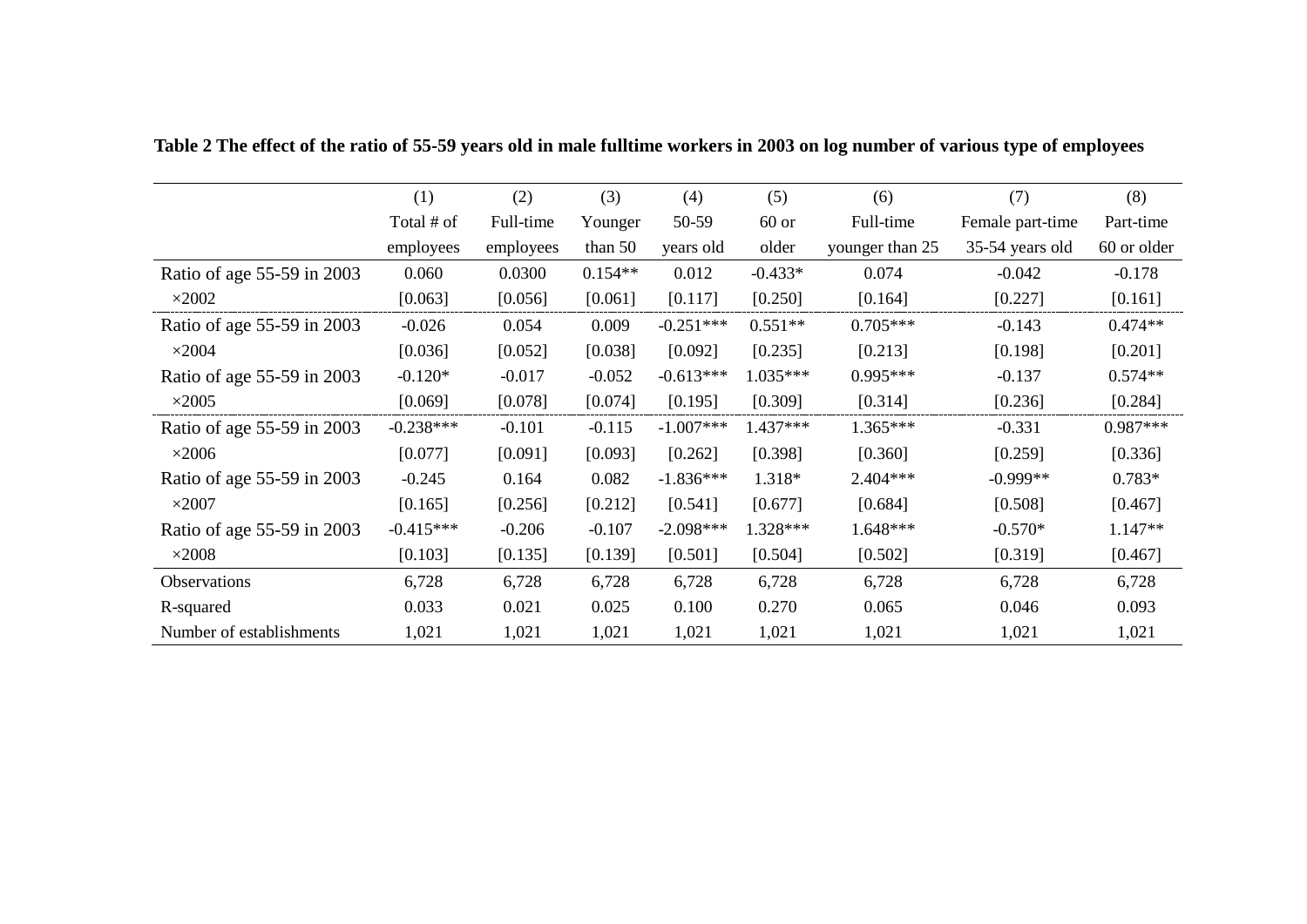**Table 2 The effect of the ratio of 55-59 years old in male fulltime workers in 2003 on log number of various type of employees**

| | (1) | (2) | (3) | (4) | (5) | (6) | (7) | (8) |
|---|---|---|---|---|---|---|---|---|
| | Total # of employees | Full-time employees | Younger than 50 | 50-59 years old | 60 or older | Full-time younger than 25 | Female part-time 35-54 years old | Part-time 60 or older |
| Ratio of age 55-59 in 2003 | 0.060 | 0.0300 | 0.154** | 0.012 | -0.433* | 0.074 | -0.042 | -0.178 |
| ×2002 | [0.063] | [0.056] | [0.061] | [0.117] | [0.250] | [0.164] | [0.227] | [0.161] |
| Ratio of age 55-59 in 2003 | -0.026 | 0.054 | 0.009 | -0.251*** | 0.551** | 0.705*** | -0.143 | 0.474** |
| ×2004 | [0.036] | [0.052] | [0.038] | [0.092] | [0.235] | [0.213] | [0.198] | [0.201] |
| Ratio of age 55-59 in 2003 | -0.120* | -0.017 | -0.052 | -0.613*** | 1.035*** | 0.995*** | -0.137 | 0.574** |
| ×2005 | [0.069] | [0.078] | [0.074] | [0.195] | [0.309] | [0.314] | [0.236] | [0.284] |
| Ratio of age 55-59 in 2003 | -0.238*** | -0.101 | -0.115 | -1.007*** | 1.437*** | 1.365*** | -0.331 | 0.987*** |
| ×2006 | [0.077] | [0.091] | [0.093] | [0.262] | [0.398] | [0.360] | [0.259] | [0.336] |
| Ratio of age 55-59 in 2003 | -0.245 | 0.164 | 0.082 | -1.836*** | 1.318* | 2.404*** | -0.999** | 0.783* |
| ×2007 | [0.165] | [0.256] | [0.212] | [0.541] | [0.677] | [0.684] | [0.508] | [0.467] |
| Ratio of age 55-59 in 2003 | -0.415*** | -0.206 | -0.107 | -2.098*** | 1.328*** | 1.648*** | -0.570* | 1.147** |
| ×2008 | [0.103] | [0.135] | [0.139] | [0.501] | [0.504] | [0.502] | [0.319] | [0.467] |
| Observations | 6,728 | 6,728 | 6,728 | 6,728 | 6,728 | 6,728 | 6,728 | 6,728 |
| R-squared | 0.033 | 0.021 | 0.025 | 0.100 | 0.270 | 0.065 | 0.046 | 0.093 |
| Number of establishments | 1,021 | 1,021 | 1,021 | 1,021 | 1,021 | 1,021 | 1,021 | 1,021 |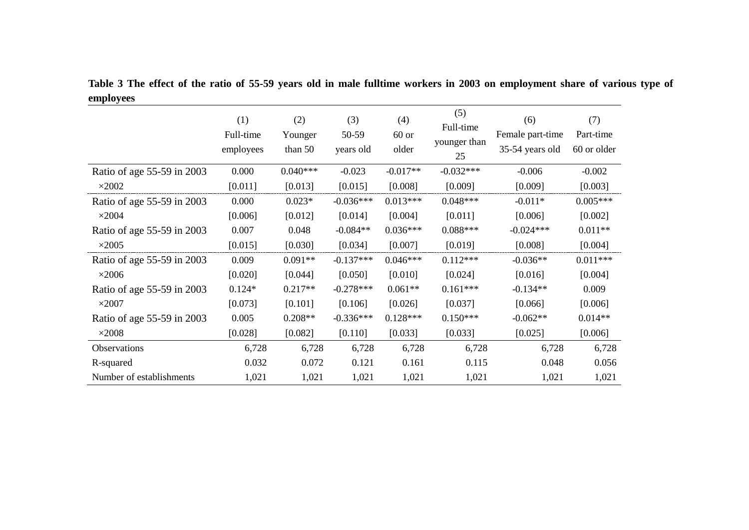**Table 3 The effect of the ratio of 55-59 years old in male fulltime workers in 2003 on employment share of various type of employees**

| | (1) Full-time employees | (2) Younger than 50 | (3) 50-59 years old | (4) 60 or older | (5) Full-time younger than 25 | (6) Female part-time 35-54 years old | (7) Part-time 60 or older |
|---|---|---|---|---|---|---|---|
| Ratio of age 55-59 in 2003 ×2002 | 0.000 | 0.040*** | -0.023 | -0.017** | -0.032*** | -0.006 | -0.002 |
| | [0.011] | [0.013] | [0.015] | [0.008] | [0.009] | [0.009] | [0.003] |
| Ratio of age 55-59 in 2003 ×2004 | 0.000 | 0.023* | -0.036*** | 0.013*** | 0.048*** | -0.011* | 0.005*** |
| | [0.006] | [0.012] | [0.014] | [0.004] | [0.011] | [0.006] | [0.002] |
| Ratio of age 55-59 in 2003 ×2005 | 0.007 | 0.048 | -0.084** | 0.036*** | 0.088*** | -0.024*** | 0.011** |
| | [0.015] | [0.030] | [0.034] | [0.007] | [0.019] | [0.008] | [0.004] |
| Ratio of age 55-59 in 2003 ×2006 | 0.009 | 0.091** | -0.137*** | 0.046*** | 0.112*** | -0.036** | 0.011*** |
| | [0.020] | [0.044] | [0.050] | [0.010] | [0.024] | [0.016] | [0.004] |
| Ratio of age 55-59 in 2003 ×2007 | 0.124* | 0.217** | -0.278*** | 0.061** | 0.161*** | -0.134** | 0.009 |
| | [0.073] | [0.101] | [0.106] | [0.026] | [0.037] | [0.066] | [0.006] |
| Ratio of age 55-59 in 2003 ×2008 | 0.005 | 0.208** | -0.336*** | 0.128*** | 0.150*** | -0.062** | 0.014** |
| | [0.028] | [0.082] | [0.110] | [0.033] | [0.033] | [0.025] | [0.006] |
| Observations | 6,728 | 6,728 | 6,728 | 6,728 | 6,728 | 6,728 | 6,728 |
| R-squared | 0.032 | 0.072 | 0.121 | 0.161 | 0.115 | 0.048 | 0.056 |
| Number of establishments | 1,021 | 1,021 | 1,021 | 1,021 | 1,021 | 1,021 | 1,021 |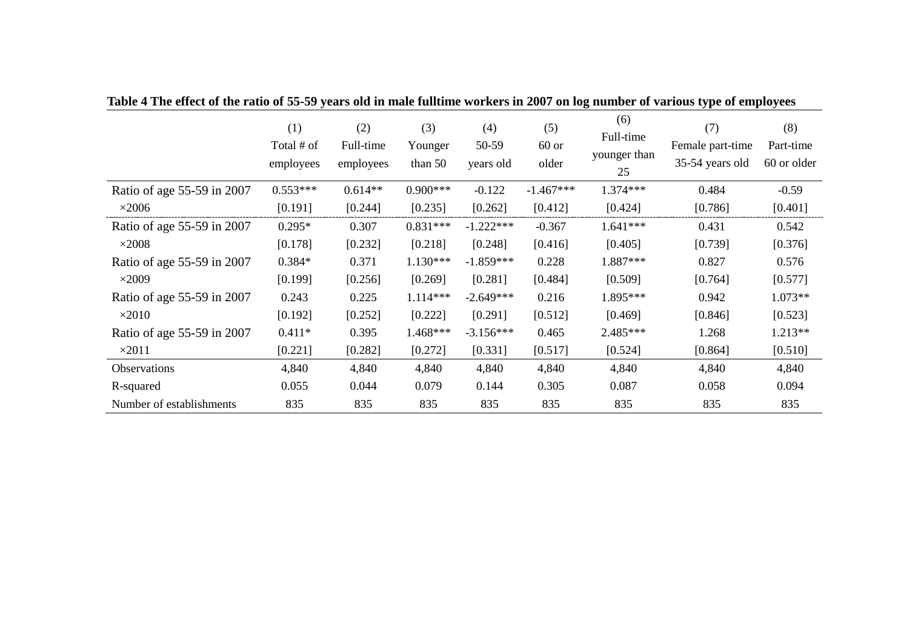**Table 4 The effect of the ratio of 55-59 years old in male fulltime workers in 2007 on log number of various type of employees**

| | (1) Total # of employees | (2) Full-time employees | (3) Younger than 50 | (4) 50-59 years old | (5) 60 or older | (6) Full-time younger than 25 | (7) Female part-time 35-54 years old | (8) Part-time 60 or older |
|---|---|---|---|---|---|---|---|---|
| Ratio of age 55-59 in 2007 ×2006 | 0.553*** | 0.614** | 0.900*** | -0.122 | -1.467*** | 1.374*** | 0.484 | -0.59 |
| | [0.191] | [0.244] | [0.235] | [0.262] | [0.412] | [0.424] | [0.786] | [0.401] |
| Ratio of age 55-59 in 2007 ×2008 | 0.295* | 0.307 | 0.831*** | -1.222*** | -0.367 | 1.641*** | 0.431 | 0.542 |
| | [0.178] | [0.232] | [0.218] | [0.248] | [0.416] | [0.405] | [0.739] | [0.376] |
| Ratio of age 55-59 in 2007 ×2009 | 0.384* | 0.371 | 1.130*** | -1.859*** | 0.228 | 1.887*** | 0.827 | 0.576 |
| | [0.199] | [0.256] | [0.269] | [0.281] | [0.484] | [0.509] | [0.764] | [0.577] |
| Ratio of age 55-59 in 2007 ×2010 | 0.243 | 0.225 | 1.114*** | -2.649*** | 0.216 | 1.895*** | 0.942 | 1.073** |
| | [0.192] | [0.252] | [0.222] | [0.291] | [0.512] | [0.469] | [0.846] | [0.523] |
| Ratio of age 55-59 in 2007 ×2011 | 0.411* | 0.395 | 1.468*** | -3.156*** | 0.465 | 2.485*** | 1.268 | 1.213** |
| | [0.221] | [0.282] | [0.272] | [0.331] | [0.517] | [0.524] | [0.864] | [0.510] |
| Observations | 4,840 | 4,840 | 4,840 | 4,840 | 4,840 | 4,840 | 4,840 | 4,840 |
| R-squared | 0.055 | 0.044 | 0.079 | 0.144 | 0.305 | 0.087 | 0.058 | 0.094 |
| Number of establishments | 835 | 835 | 835 | 835 | 835 | 835 | 835 | 835 |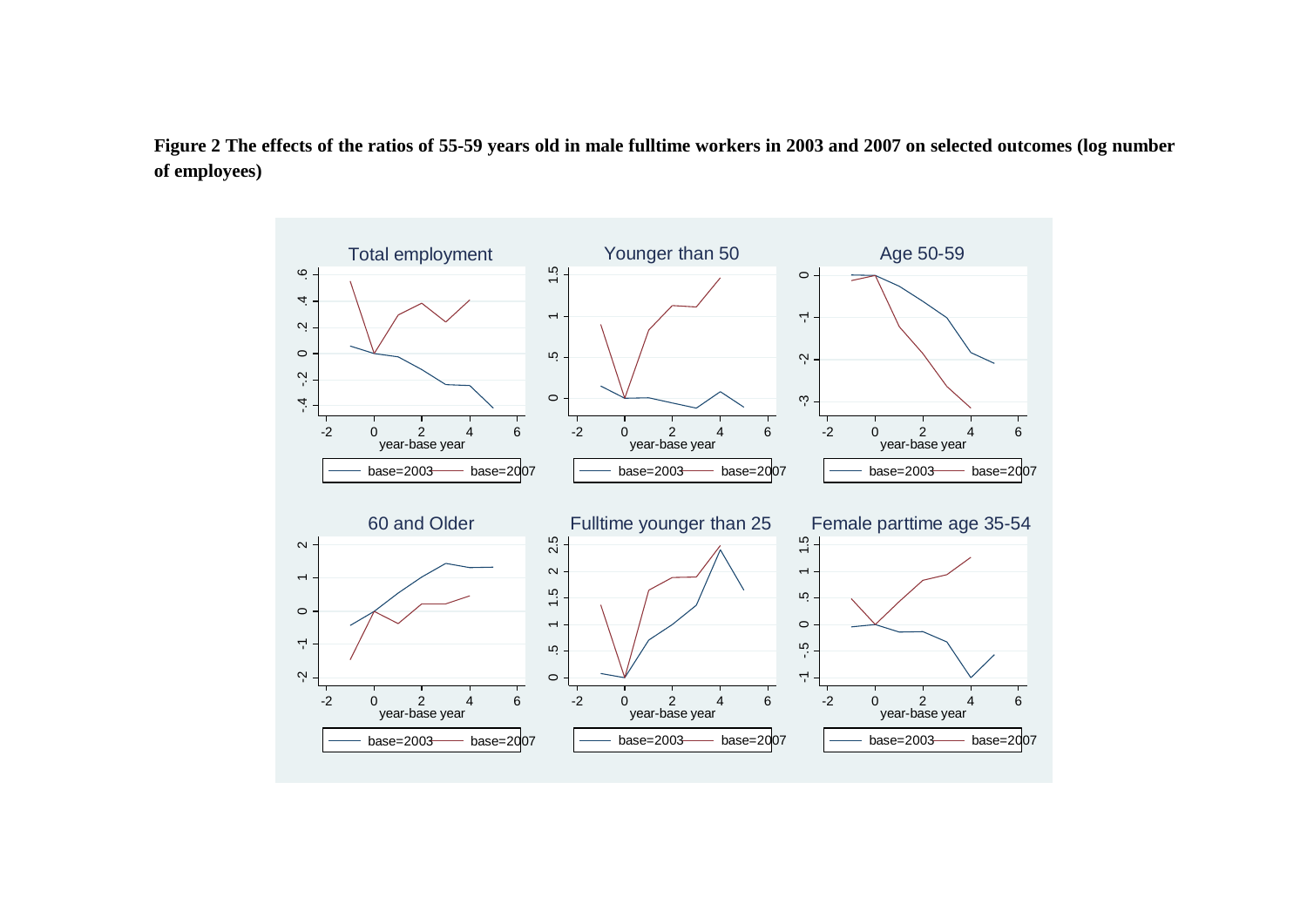**Figure 2 The effects of the ratios of 55-59 years old in male fulltime workers in 2003 and 2007 on selected outcomes (log number of employees)**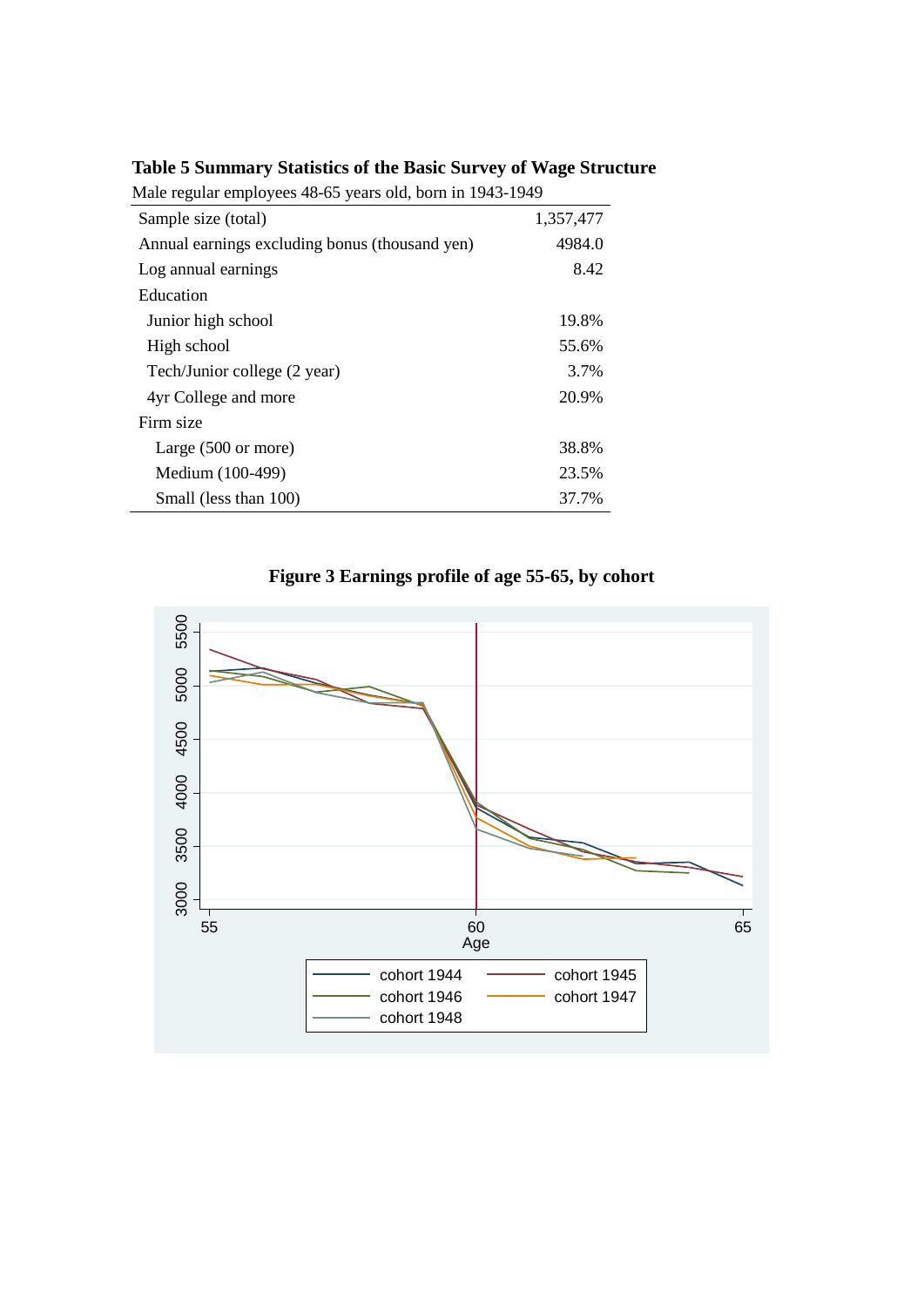**Table 5 Summary Statistics of the Basic Survey of Wage Structure**

Male regular employees 48-65 years old, born in 1943-1949

| | |
|---|---|
| Sample size (total) | 1,357,477 |
| Annual earnings excluding bonus (thousand yen) | 4984.0 |
| Log annual earnings | 8.42 |
| Education | |
| Junior high school | 19.8% |
| High school | 55.6% |
| Tech/Junior college (2 year) | 3.7% |
| 4yr College and more | 20.9% |
| Firm size | |
| Large (500 or more) | 38.8% |
| Medium (100-499) | 23.5% |
| Small (less than 100) | 37.7% |

**Figure 3 Earnings profile of age 55-65, by cohort**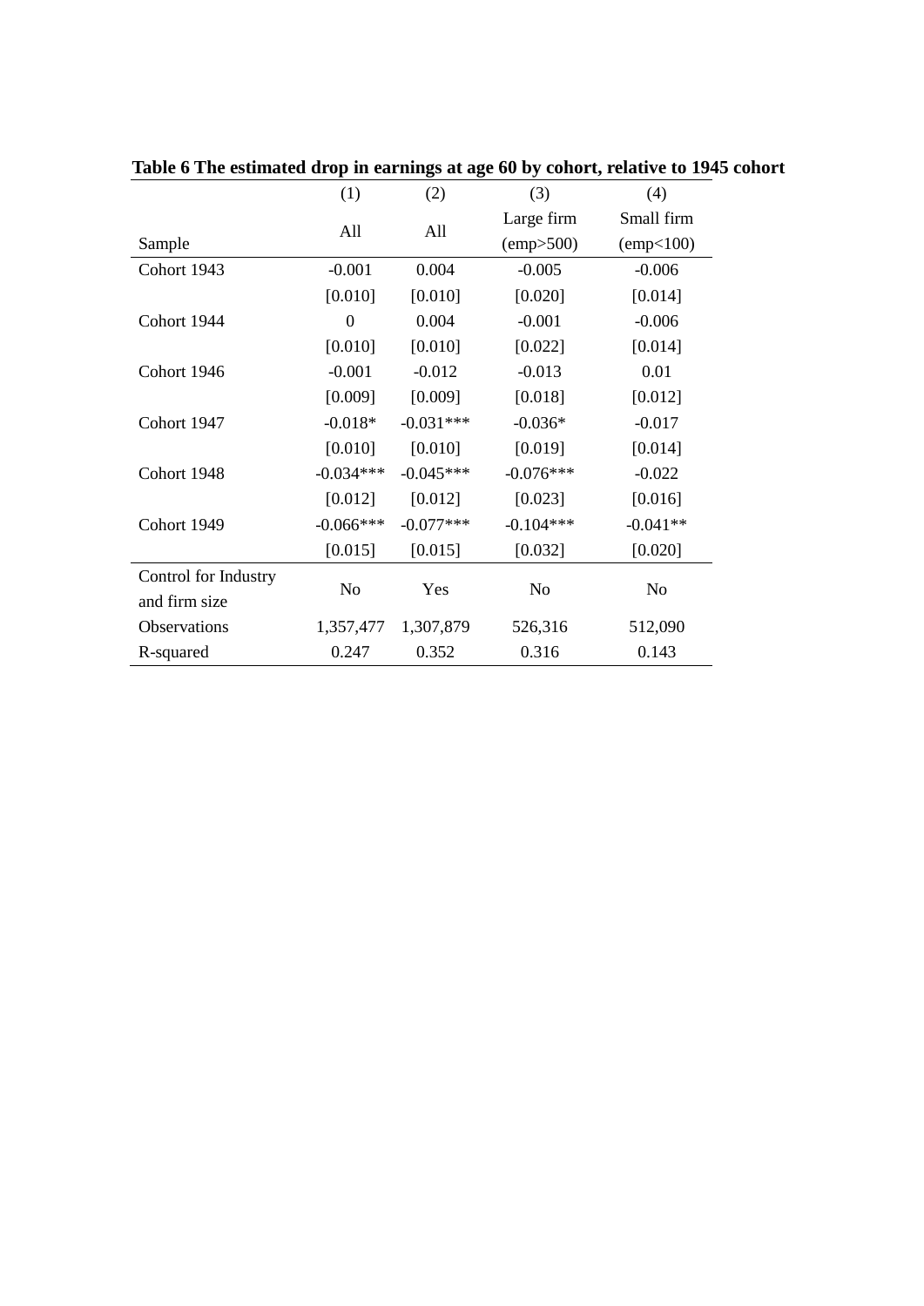**Table 6 The estimated drop in earnings at age 60 by cohort, relative to 1945 cohort**

| | (1) | (2) | (3) | (4) |
|---|---|---|---|---|
| Sample | All | All | Large firm (emp>500) | Small firm (emp<100) |
| Cohort 1943 | -0.001 | 0.004 | -0.005 | -0.006 |
| | [0.010] | [0.010] | [0.020] | [0.014] |
| Cohort 1944 | 0 | 0.004 | -0.001 | -0.006 |
| | [0.010] | [0.010] | [0.022] | [0.014] |
| Cohort 1946 | -0.001 | -0.012 | -0.013 | 0.01 |
| | [0.009] | [0.009] | [0.018] | [0.012] |
| Cohort 1947 | -0.018* | -0.031*** | -0.036* | -0.017 |
| | [0.010] | [0.010] | [0.019] | [0.014] |
| Cohort 1948 | -0.034*** | -0.045*** | -0.076*** | -0.022 |
| | [0.012] | [0.012] | [0.023] | [0.016] |
| Cohort 1949 | -0.066*** | -0.077*** | -0.104*** | -0.041** |
| | [0.015] | [0.015] | [0.032] | [0.020] |
| Control for Industry and firm size | No | Yes | No | No |
| Observations | 1,357,477 | 1,307,879 | 526,316 | 512,090 |
| R-squared | 0.247 | 0.352 | 0.316 | 0.143 |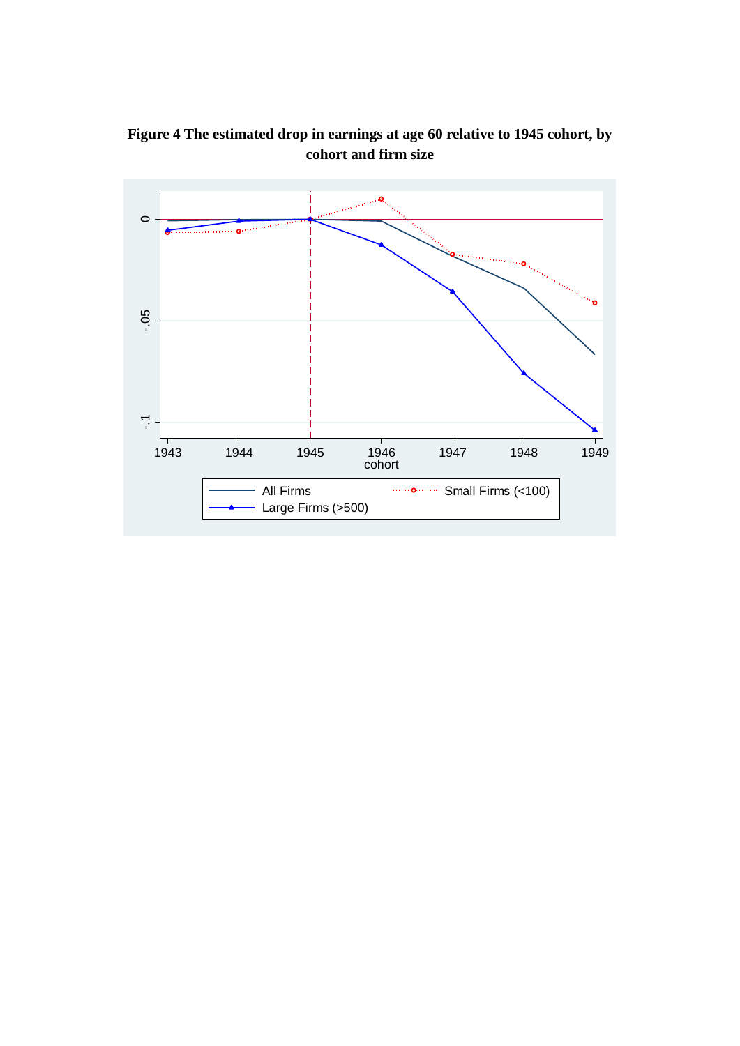**Figure 4 The estimated drop in earnings at age 60 relative to 1945 cohort, by cohort and firm size**

0

-.05

-.1

1943
1944
1945
1946
1947
1948
1949

cohort

All Firms
Small Firms (<100)
Large Firms (>500)